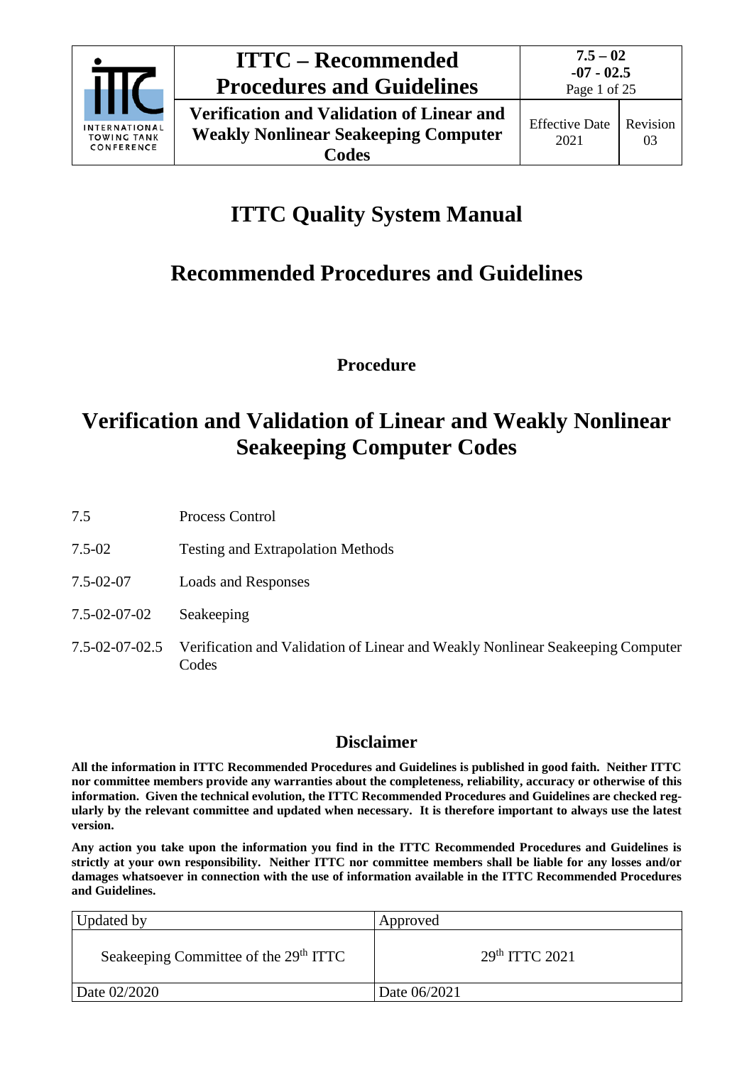# ITTC Quality System Manual

## Recommended Procedures and Guidelines

**Procedure**

# Verification and Validation of Linear and Weakly Nonlinear Seakeeping Computer Codes

| | |
|---|---|
| 7.5 | Process Control |
| 7.5-02 | Testing and Extrapolation Methods |
| 7.5-02-07 | Loads and Responses |
| 7.5-02-07-02 | Seakeeping |
| 7.5-02-07-02.5 | Verification and Validation of Linear and Weakly Nonlinear Seakeeping Computer Codes |

## Disclaimer

**All the information in ITTC Recommended Procedures and Guidelines is published in good faith. Neither ITTC nor committee members provide any warranties about the completeness, reliability, accuracy or otherwise of this information. Given the technical evolution, the ITTC Recommended Procedures and Guidelines are checked regularly by the relevant committee and updated when necessary. It is therefore important to always use the latest version.**

**Any action you take upon the information you find in the ITTC Recommended Procedures and Guidelines is strictly at your own responsibility. Neither ITTC nor committee members shall be liable for any losses and/or damages whatsoever in connection with the use of information available in the ITTC Recommended Procedures and Guidelines.**

| Updated by | Approved |
|---|---|
| Seakeeping Committee of the 29th ITTC | 29th ITTC 2021 |
| Date 02/2020 | Date 06/2021 |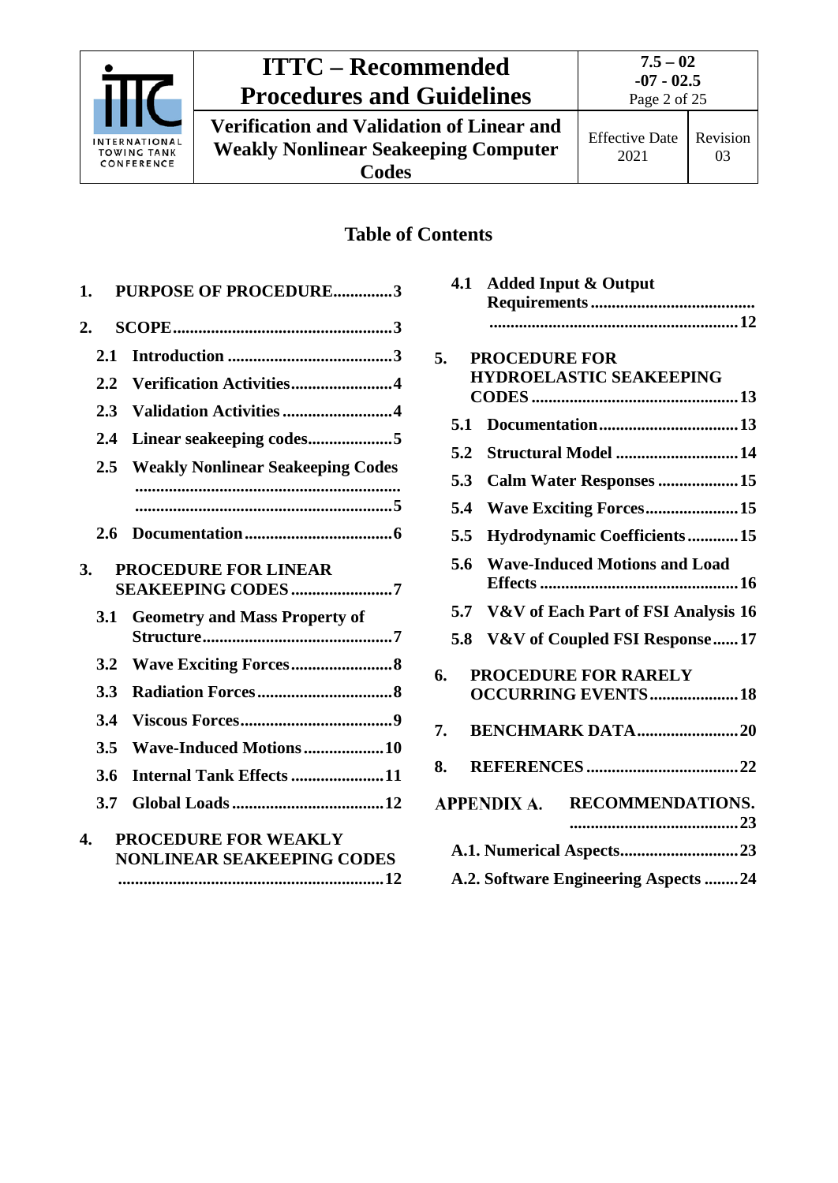## Table of Contents

1. PURPOSE OF PROCEDURE..............3
2. SCOPE....................................................3
   - 2.1 Introduction .......................................3
   - 2.2 Verification Activities........................4
   - 2.3 Validation Activities ..........................4
   - 2.4 Linear seakeeping codes....................5
   - 2.5 Weakly Nonlinear Seakeeping Codes ..............................................................5
   - 2.6 Documentation...................................6
3. PROCEDURE FOR LINEAR SEAKEEPING CODES ........................7
   - 3.1 Geometry and Mass Property of Structure.............................................7
   - 3.2 Wave Exciting Forces........................8
   - 3.3 Radiation Forces................................8
   - 3.4 Viscous Forces....................................9
   - 3.5 Wave-Induced Motions...................10
   - 3.6 Internal Tank Effects ......................11
   - 3.7 Global Loads....................................12
4. PROCEDURE FOR WEAKLY NONLINEAR SEAKEEPING CODES ...............................................................12
   - 4.1 Added Input & Output Requirements..........................................................................................12
5. PROCEDURE FOR HYDROELASTIC SEAKEEPING CODES .................................................13
   - 5.1 Documentation.................................13
   - 5.2 Structural Model .............................14
   - 5.3 Calm Water Responses ...................15
   - 5.4 Wave Exciting Forces......................15
   - 5.5 Hydrodynamic Coefficients............15
   - 5.6 Wave-Induced Motions and Load Effects ...............................................16
   - 5.7 V&V of Each Part of FSI Analysis 16
   - 5.8 V&V of Coupled FSI Response......17
6. PROCEDURE FOR RARELY OCCURRING EVENTS.....................18
7. BENCHMARK DATA........................20
8. REFERENCES ....................................22

APPENDIX A. RECOMMENDATIONS. ........................................23
   - A.1. Numerical Aspects............................23
   - A.2. Software Engineering Aspects ........24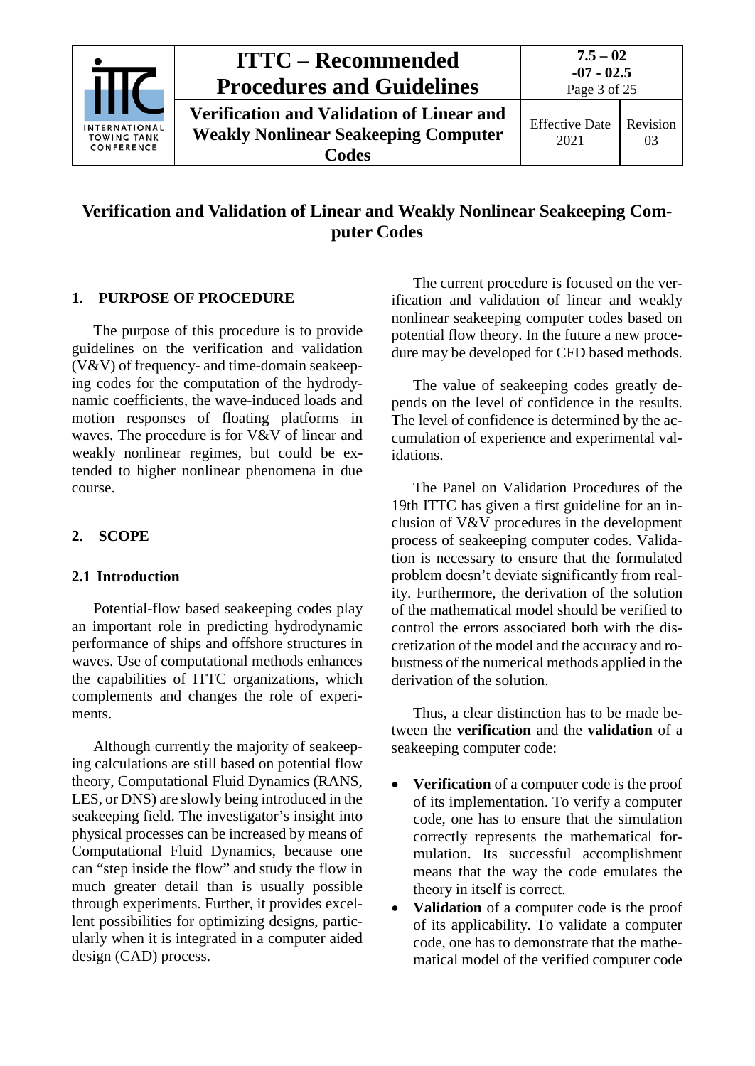# Verification and Validation of Linear and Weakly Nonlinear Seakeeping Computer Codes

## 1. PURPOSE OF PROCEDURE

The purpose of this procedure is to provide guidelines on the verification and validation (V&V) of frequency- and time-domain seakeeping codes for the computation of the hydrodynamic coefficients, the wave-induced loads and motion responses of floating platforms in waves. The procedure is for V&V of linear and weakly nonlinear regimes, but could be extended to higher nonlinear phenomena in due course.

## 2. SCOPE

### 2.1 Introduction

Potential-flow based seakeeping codes play an important role in predicting hydrodynamic performance of ships and offshore structures in waves. Use of computational methods enhances the capabilities of ITTC organizations, which complements and changes the role of experiments.

Although currently the majority of seakeeping calculations are still based on potential flow theory, Computational Fluid Dynamics (RANS, LES, or DNS) are slowly being introduced in the seakeeping field. The investigator's insight into physical processes can be increased by means of Computational Fluid Dynamics, because one can "step inside the flow" and study the flow in much greater detail than is usually possible through experiments. Further, it provides excellent possibilities for optimizing designs, particularly when it is integrated in a computer aided design (CAD) process.

The current procedure is focused on the verification and validation of linear and weakly nonlinear seakeeping computer codes based on potential flow theory. In the future a new procedure may be developed for CFD based methods.

The value of seakeeping codes greatly depends on the level of confidence in the results. The level of confidence is determined by the accumulation of experience and experimental validations.

The Panel on Validation Procedures of the 19th ITTC has given a first guideline for an inclusion of V&V procedures in the development process of seakeeping computer codes. Validation is necessary to ensure that the formulated problem doesn't deviate significantly from reality. Furthermore, the derivation of the solution of the mathematical model should be verified to control the errors associated both with the discretization of the model and the accuracy and robustness of the numerical methods applied in the derivation of the solution.

Thus, a clear distinction has to be made between the **verification** and the **validation** of a seakeeping computer code:

- **Verification** of a computer code is the proof of its implementation. To verify a computer code, one has to ensure that the simulation correctly represents the mathematical formulation. Its successful accomplishment means that the way the code emulates the theory in itself is correct.
- **Validation** of a computer code is the proof of its applicability. To validate a computer code, one has to demonstrate that the mathematical model of the verified computer code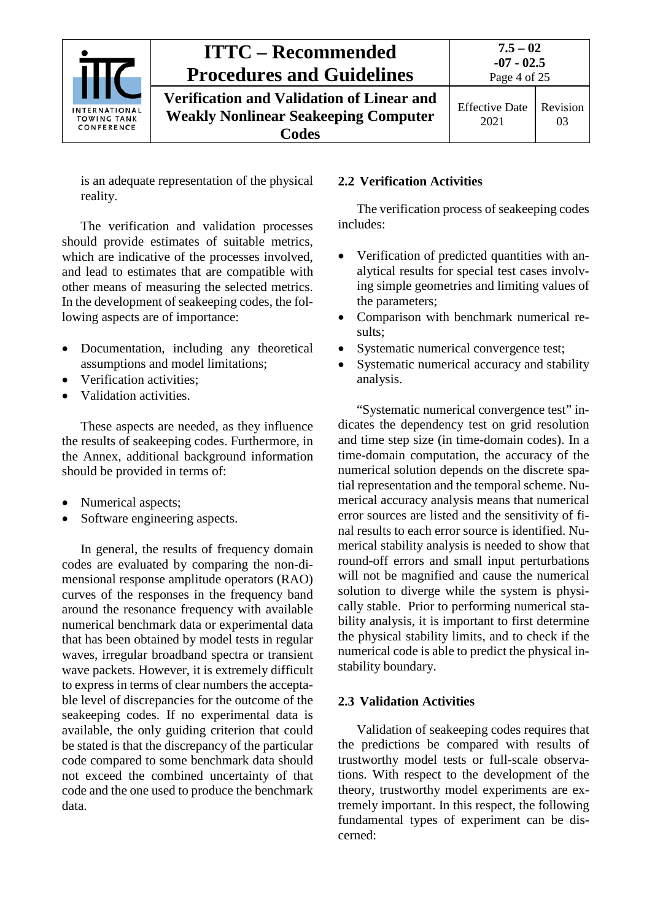is an adequate representation of the physical reality.

The verification and validation processes should provide estimates of suitable metrics, which are indicative of the processes involved, and lead to estimates that are compatible with other means of measuring the selected metrics. In the development of seakeeping codes, the following aspects are of importance:

- Documentation, including any theoretical assumptions and model limitations;
- Verification activities;
- Validation activities.

These aspects are needed, as they influence the results of seakeeping codes. Furthermore, in the Annex, additional background information should be provided in terms of:

- Numerical aspects;
- Software engineering aspects.

In general, the results of frequency domain codes are evaluated by comparing the non-dimensional response amplitude operators (RAO) curves of the responses in the frequency band around the resonance frequency with available numerical benchmark data or experimental data that has been obtained by model tests in regular waves, irregular broadband spectra or transient wave packets. However, it is extremely difficult to express in terms of clear numbers the acceptable level of discrepancies for the outcome of the seakeeping codes. If no experimental data is available, the only guiding criterion that could be stated is that the discrepancy of the particular code compared to some benchmark data should not exceed the combined uncertainty of that code and the one used to produce the benchmark data.

## 2.2 Verification Activities

The verification process of seakeeping codes includes:

- Verification of predicted quantities with analytical results for special test cases involving simple geometries and limiting values of the parameters;
- Comparison with benchmark numerical results;
- Systematic numerical convergence test;
- Systematic numerical accuracy and stability analysis.

"Systematic numerical convergence test" indicates the dependency test on grid resolution and time step size (in time-domain codes). In a time-domain computation, the accuracy of the numerical solution depends on the discrete spatial representation and the temporal scheme. Numerical accuracy analysis means that numerical error sources are listed and the sensitivity of final results to each error source is identified. Numerical stability analysis is needed to show that round-off errors and small input perturbations will not be magnified and cause the numerical solution to diverge while the system is physically stable. Prior to performing numerical stability analysis, it is important to first determine the physical stability limits, and to check if the numerical code is able to predict the physical instability boundary.

## 2.3 Validation Activities

Validation of seakeeping codes requires that the predictions be compared with results of trustworthy model tests or full-scale observations. With respect to the development of the theory, trustworthy model experiments are extremely important. In this respect, the following fundamental types of experiment can be discerned: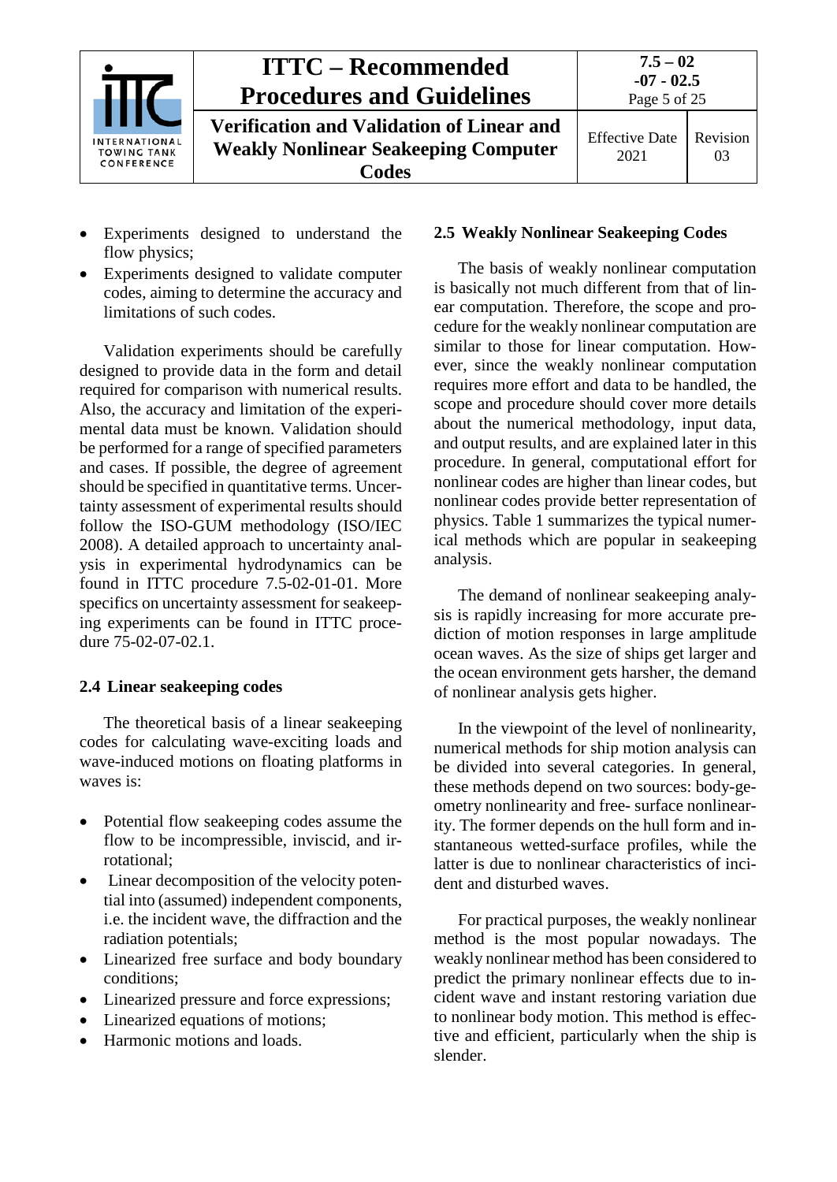- Experiments designed to understand the flow physics;
- Experiments designed to validate computer codes, aiming to determine the accuracy and limitations of such codes.

Validation experiments should be carefully designed to provide data in the form and detail required for comparison with numerical results. Also, the accuracy and limitation of the experimental data must be known. Validation should be performed for a range of specified parameters and cases. If possible, the degree of agreement should be specified in quantitative terms. Uncertainty assessment of experimental results should follow the ISO-GUM methodology (ISO/IEC 2008). A detailed approach to uncertainty analysis in experimental hydrodynamics can be found in ITTC procedure 7.5-02-01-01. More specifics on uncertainty assessment for seakeeping experiments can be found in ITTC procedure 75-02-07-02.1.

## 2.4 Linear seakeeping codes

The theoretical basis of a linear seakeeping codes for calculating wave-exciting loads and wave-induced motions on floating platforms in waves is:

- Potential flow seakeeping codes assume the flow to be incompressible, inviscid, and irrotational;
- Linear decomposition of the velocity potential into (assumed) independent components, i.e. the incident wave, the diffraction and the radiation potentials;
- Linearized free surface and body boundary conditions;
- Linearized pressure and force expressions;
- Linearized equations of motions;
- Harmonic motions and loads.

## 2.5 Weakly Nonlinear Seakeeping Codes

The basis of weakly nonlinear computation is basically not much different from that of linear computation. Therefore, the scope and procedure for the weakly nonlinear computation are similar to those for linear computation. However, since the weakly nonlinear computation requires more effort and data to be handled, the scope and procedure should cover more details about the numerical methodology, input data, and output results, and are explained later in this procedure. In general, computational effort for nonlinear codes are higher than linear codes, but nonlinear codes provide better representation of physics. Table 1 summarizes the typical numerical methods which are popular in seakeeping analysis.

The demand of nonlinear seakeeping analysis is rapidly increasing for more accurate prediction of motion responses in large amplitude ocean waves. As the size of ships get larger and the ocean environment gets harsher, the demand of nonlinear analysis gets higher.

In the viewpoint of the level of nonlinearity, numerical methods for ship motion analysis can be divided into several categories. In general, these methods depend on two sources: body-geometry nonlinearity and free- surface nonlinearity. The former depends on the hull form and instantaneous wetted-surface profiles, while the latter is due to nonlinear characteristics of incident and disturbed waves.

For practical purposes, the weakly nonlinear method is the most popular nowadays. The weakly nonlinear method has been considered to predict the primary nonlinear effects due to incident wave and instant restoring variation due to nonlinear body motion. This method is effective and efficient, particularly when the ship is slender.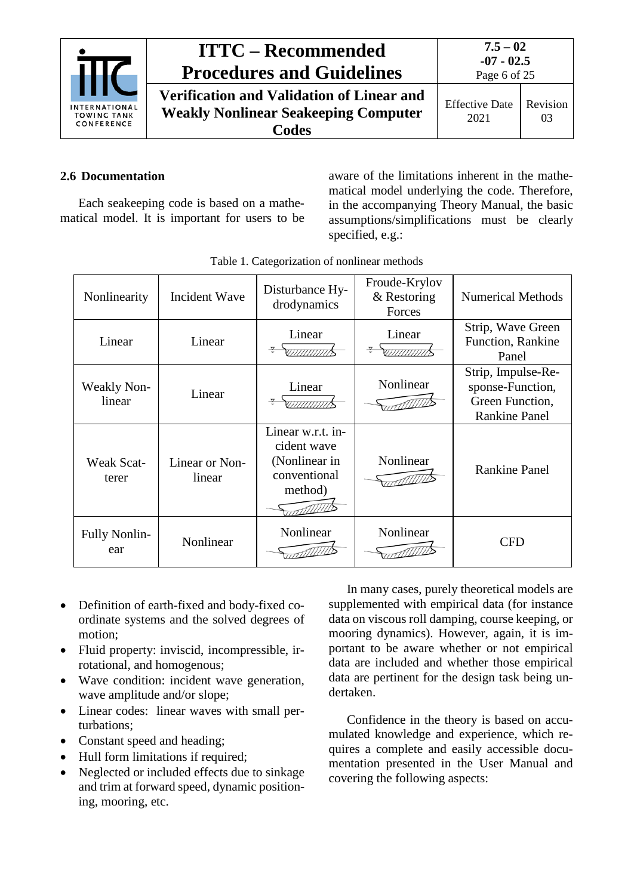## 2.6 Documentation

Each seakeeping code is based on a mathematical model. It is important for users to be aware of the limitations inherent in the mathematical model underlying the code. Therefore, in the accompanying Theory Manual, the basic assumptions/simplifications must be clearly specified, e.g.:

Table 1. Categorization of nonlinear methods

| Nonlinearity | Incident Wave | Disturbance Hydrodynamics | Froude-Krylov & Restoring Forces | Numerical Methods |
|---|---|---|---|---|
| Linear | Linear | Linear | Linear | Strip, Wave Green Function, Rankine Panel |
| Weakly Nonlinear | Linear | Linear | Nonlinear | Strip, Impulse-Response-Function, Green Function, Rankine Panel |
| Weak Scatterer | Linear or Nonlinear | Linear w.r.t. incident wave (Nonlinear in conventional method) | Nonlinear | Rankine Panel |
| Fully Nonlinear | Nonlinear | Nonlinear | Nonlinear | CFD |

- Definition of earth-fixed and body-fixed coordinate systems and the solved degrees of motion;
- Fluid property: inviscid, incompressible, irrotational, and homogenous;
- Wave condition: incident wave generation, wave amplitude and/or slope;
- Linear codes: linear waves with small perturbations;
- Constant speed and heading;
- Hull form limitations if required;
- Neglected or included effects due to sinkage and trim at forward speed, dynamic positioning, mooring, etc.

In many cases, purely theoretical models are supplemented with empirical data (for instance data on viscous roll damping, course keeping, or mooring dynamics). However, again, it is important to be aware whether or not empirical data are included and whether those empirical data are pertinent for the design task being undertaken.

Confidence in the theory is based on accumulated knowledge and experience, which requires a complete and easily accessible documentation presented in the User Manual and covering the following aspects: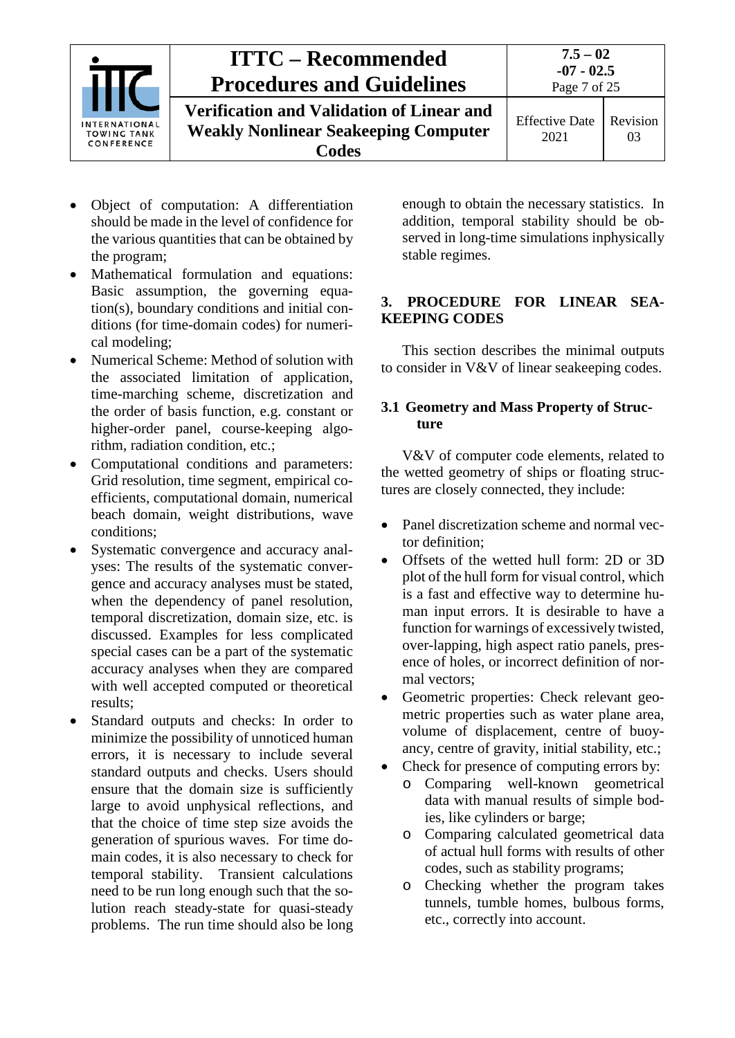- Object of computation: A differentiation should be made in the level of confidence for the various quantities that can be obtained by the program;
- Mathematical formulation and equations: Basic assumption, the governing equation(s), boundary conditions and initial conditions (for time-domain codes) for numerical modeling;
- Numerical Scheme: Method of solution with the associated limitation of application, time-marching scheme, discretization and the order of basis function, e.g. constant or higher-order panel, course-keeping algorithm, radiation condition, etc.;
- Computational conditions and parameters: Grid resolution, time segment, empirical coefficients, computational domain, numerical beach domain, weight distributions, wave conditions;
- Systematic convergence and accuracy analyses: The results of the systematic convergence and accuracy analyses must be stated, when the dependency of panel resolution, temporal discretization, domain size, etc. is discussed. Examples for less complicated special cases can be a part of the systematic accuracy analyses when they are compared with well accepted computed or theoretical results;
- Standard outputs and checks: In order to minimize the possibility of unnoticed human errors, it is necessary to include several standard outputs and checks. Users should ensure that the domain size is sufficiently large to avoid unphysical reflections, and that the choice of time step size avoids the generation of spurious waves. For time domain codes, it is also necessary to check for temporal stability. Transient calculations need to be run long enough such that the solution reach steady-state for quasi-steady problems. The run time should also be long enough to obtain the necessary statistics. In addition, temporal stability should be observed in long-time simulations inphysically stable regimes.

## 3. PROCEDURE FOR LINEAR SEAKEEPING CODES

This section describes the minimal outputs to consider in V&V of linear seakeeping codes.

### 3.1 Geometry and Mass Property of Structure

V&V of computer code elements, related to the wetted geometry of ships or floating structures are closely connected, they include:

- Panel discretization scheme and normal vector definition;
- Offsets of the wetted hull form: 2D or 3D plot of the hull form for visual control, which is a fast and effective way to determine human input errors. It is desirable to have a function for warnings of excessively twisted, over-lapping, high aspect ratio panels, presence of holes, or incorrect definition of normal vectors;
- Geometric properties: Check relevant geometric properties such as water plane area, volume of displacement, centre of buoyancy, centre of gravity, initial stability, etc.;
- Check for presence of computing errors by:
  - Comparing well-known geometrical data with manual results of simple bodies, like cylinders or barge;
  - Comparing calculated geometrical data of actual hull forms with results of other codes, such as stability programs;
  - Checking whether the program takes tunnels, tumble homes, bulbous forms, etc., correctly into account.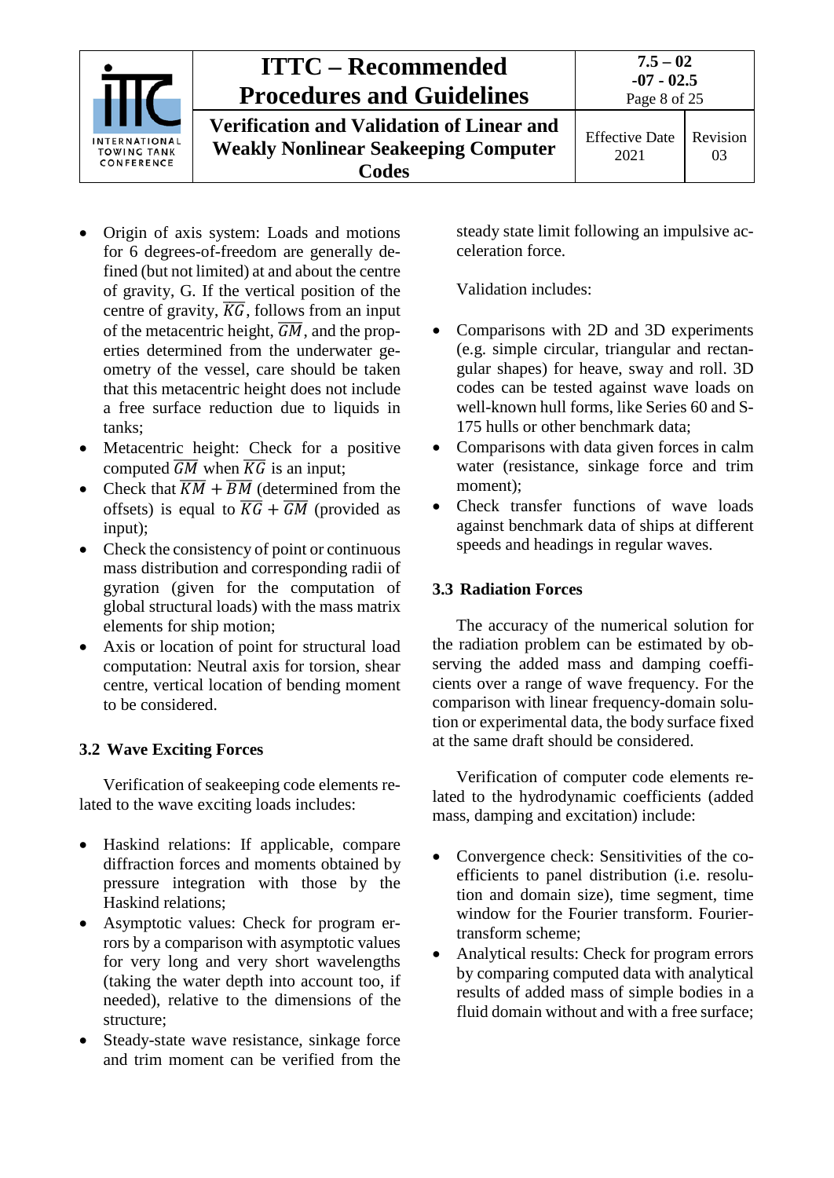- Origin of axis system: Loads and motions for 6 degrees-of-freedom are generally defined (but not limited) at and about the centre of gravity, G. If the vertical position of the centre of gravity, $\overline{KG}$, follows from an input of the metacentric height, $\overline{GM}$, and the properties determined from the underwater geometry of the vessel, care should be taken that this metacentric height does not include a free surface reduction due to liquids in tanks;
- Metacentric height: Check for a positive computed $\overline{GM}$ when $\overline{KG}$ is an input;
- Check that $\overline{KM} + \overline{BM}$ (determined from the offsets) is equal to $\overline{KG} + \overline{GM}$ (provided as input);
- Check the consistency of point or continuous mass distribution and corresponding radii of gyration (given for the computation of global structural loads) with the mass matrix elements for ship motion;
- Axis or location of point for structural load computation: Neutral axis for torsion, shear centre, vertical location of bending moment to be considered.

## 3.2 Wave Exciting Forces

Verification of seakeeping code elements related to the wave exciting loads includes:

- Haskind relations: If applicable, compare diffraction forces and moments obtained by pressure integration with those by the Haskind relations;
- Asymptotic values: Check for program errors by a comparison with asymptotic values for very long and very short wavelengths (taking the water depth into account too, if needed), relative to the dimensions of the structure;
- Steady-state wave resistance, sinkage force and trim moment can be verified from the steady state limit following an impulsive acceleration force.

Validation includes:

- Comparisons with 2D and 3D experiments (e.g. simple circular, triangular and rectangular shapes) for heave, sway and roll. 3D codes can be tested against wave loads on well-known hull forms, like Series 60 and S-175 hulls or other benchmark data;
- Comparisons with data given forces in calm water (resistance, sinkage force and trim moment);
- Check transfer functions of wave loads against benchmark data of ships at different speeds and headings in regular waves.

## 3.3 Radiation Forces

The accuracy of the numerical solution for the radiation problem can be estimated by observing the added mass and damping coefficients over a range of wave frequency. For the comparison with linear frequency-domain solution or experimental data, the body surface fixed at the same draft should be considered.

Verification of computer code elements related to the hydrodynamic coefficients (added mass, damping and excitation) include:

- Convergence check: Sensitivities of the coefficients to panel distribution (i.e. resolution and domain size), time segment, time window for the Fourier transform. Fourier-transform scheme;
- Analytical results: Check for program errors by comparing computed data with analytical results of added mass of simple bodies in a fluid domain without and with a free surface;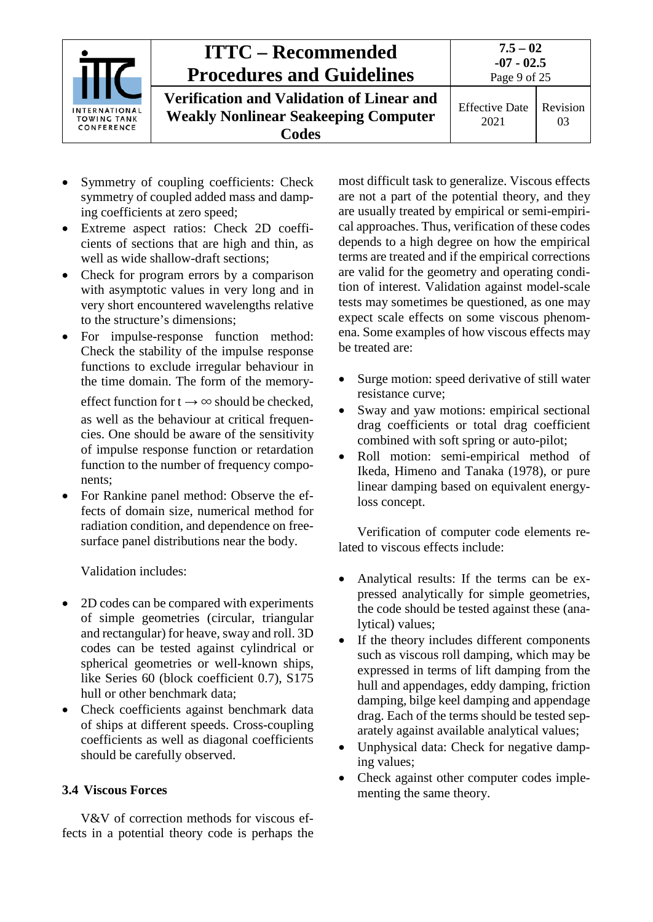- Symmetry of coupling coefficients: Check symmetry of coupled added mass and damping coefficients at zero speed;
- Extreme aspect ratios: Check 2D coefficients of sections that are high and thin, as well as wide shallow-draft sections;
- Check for program errors by a comparison with asymptotic values in very long and in very short encountered wavelengths relative to the structure's dimensions;
- For impulse-response function method: Check the stability of the impulse response functions to exclude irregular behaviour in the time domain. The form of the memory-effect function for $t \rightarrow \infty$ should be checked, as well as the behaviour at critical frequencies. One should be aware of the sensitivity of impulse response function or retardation function to the number of frequency components;
- For Rankine panel method: Observe the effects of domain size, numerical method for radiation condition, and dependence on free-surface panel distributions near the body.

Validation includes:

- 2D codes can be compared with experiments of simple geometries (circular, triangular and rectangular) for heave, sway and roll. 3D codes can be tested against cylindrical or spherical geometries or well-known ships, like Series 60 (block coefficient 0.7), S175 hull or other benchmark data;
- Check coefficients against benchmark data of ships at different speeds. Cross-coupling coefficients as well as diagonal coefficients should be carefully observed.

### 3.4 Viscous Forces

V&V of correction methods for viscous effects in a potential theory code is perhaps the most difficult task to generalize. Viscous effects are not a part of the potential theory, and they are usually treated by empirical or semi-empirical approaches. Thus, verification of these codes depends to a high degree on how the empirical terms are treated and if the empirical corrections are valid for the geometry and operating condition of interest. Validation against model-scale tests may sometimes be questioned, as one may expect scale effects on some viscous phenomena. Some examples of how viscous effects may be treated are:

- Surge motion: speed derivative of still water resistance curve;
- Sway and yaw motions: empirical sectional drag coefficients or total drag coefficient combined with soft spring or auto-pilot;
- Roll motion: semi-empirical method of Ikeda, Himeno and Tanaka (1978), or pure linear damping based on equivalent energy-loss concept.

Verification of computer code elements related to viscous effects include:

- Analytical results: If the terms can be expressed analytically for simple geometries, the code should be tested against these (analytical) values;
- If the theory includes different components such as viscous roll damping, which may be expressed in terms of lift damping from the hull and appendages, eddy damping, friction damping, bilge keel damping and appendage drag. Each of the terms should be tested separately against available analytical values;
- Unphysical data: Check for negative damping values;
- Check against other computer codes implementing the same theory.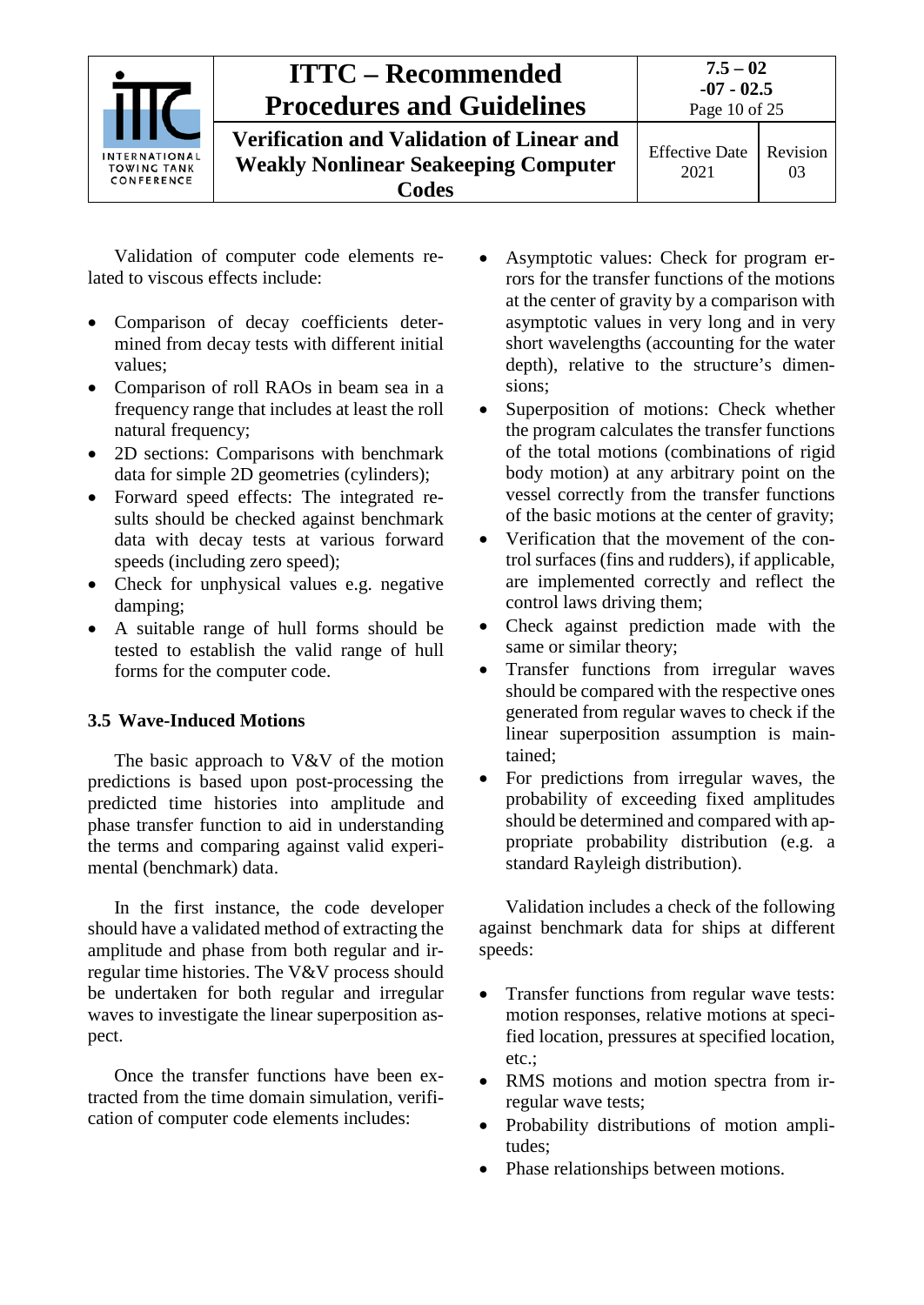Validation of computer code elements related to viscous effects include:

- Comparison of decay coefficients determined from decay tests with different initial values;
- Comparison of roll RAOs in beam sea in a frequency range that includes at least the roll natural frequency;
- 2D sections: Comparisons with benchmark data for simple 2D geometries (cylinders);
- Forward speed effects: The integrated results should be checked against benchmark data with decay tests at various forward speeds (including zero speed);
- Check for unphysical values e.g. negative damping;
- A suitable range of hull forms should be tested to establish the valid range of hull forms for the computer code.

### 3.5 Wave-Induced Motions

The basic approach to V&V of the motion predictions is based upon post-processing the predicted time histories into amplitude and phase transfer function to aid in understanding the terms and comparing against valid experimental (benchmark) data.

In the first instance, the code developer should have a validated method of extracting the amplitude and phase from both regular and irregular time histories. The V&V process should be undertaken for both regular and irregular waves to investigate the linear superposition aspect.

Once the transfer functions have been extracted from the time domain simulation, verification of computer code elements includes:

- Asymptotic values: Check for program errors for the transfer functions of the motions at the center of gravity by a comparison with asymptotic values in very long and in very short wavelengths (accounting for the water depth), relative to the structure's dimensions;
- Superposition of motions: Check whether the program calculates the transfer functions of the total motions (combinations of rigid body motion) at any arbitrary point on the vessel correctly from the transfer functions of the basic motions at the center of gravity;
- Verification that the movement of the control surfaces (fins and rudders), if applicable, are implemented correctly and reflect the control laws driving them;
- Check against prediction made with the same or similar theory;
- Transfer functions from irregular waves should be compared with the respective ones generated from regular waves to check if the linear superposition assumption is maintained;
- For predictions from irregular waves, the probability of exceeding fixed amplitudes should be determined and compared with appropriate probability distribution (e.g. a standard Rayleigh distribution).

Validation includes a check of the following against benchmark data for ships at different speeds:

- Transfer functions from regular wave tests: motion responses, relative motions at specified location, pressures at specified location, etc.;
- RMS motions and motion spectra from irregular wave tests;
- Probability distributions of motion amplitudes;
- Phase relationships between motions.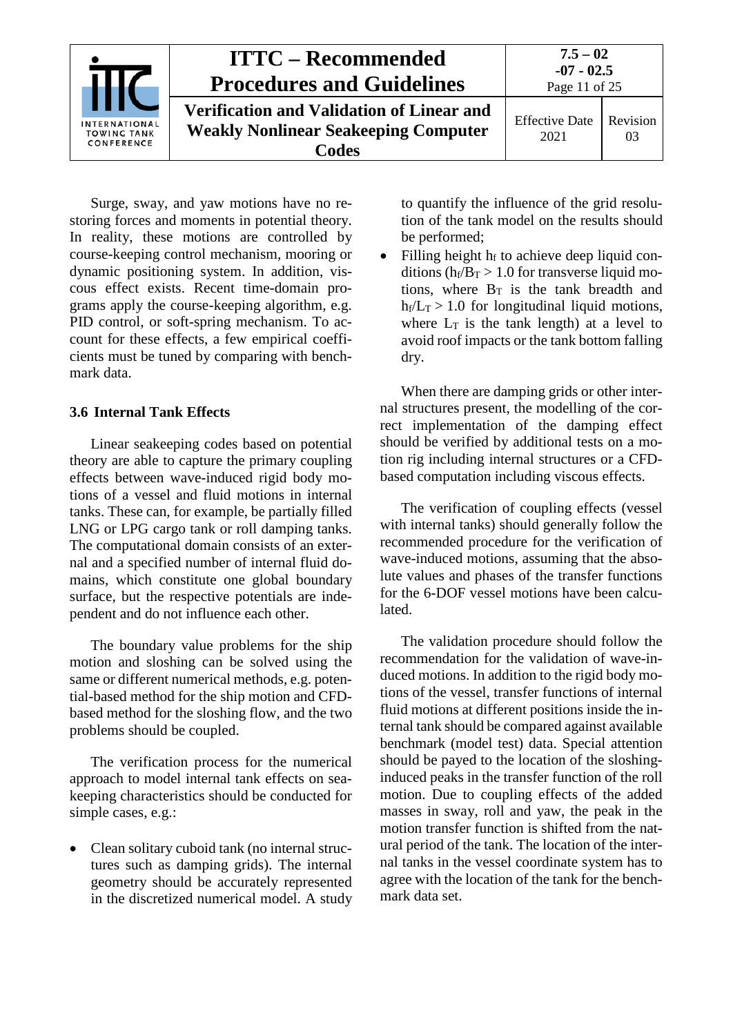Surge, sway, and yaw motions have no restoring forces and moments in potential theory. In reality, these motions are controlled by course-keeping control mechanism, mooring or dynamic positioning system. In addition, viscous effect exists. Recent time-domain programs apply the course-keeping algorithm, e.g. PID control, or soft-spring mechanism. To account for these effects, a few empirical coefficients must be tuned by comparing with benchmark data.

### 3.6 Internal Tank Effects

Linear seakeeping codes based on potential theory are able to capture the primary coupling effects between wave-induced rigid body motions of a vessel and fluid motions in internal tanks. These can, for example, be partially filled LNG or LPG cargo tank or roll damping tanks. The computational domain consists of an external and a specified number of internal fluid domains, which constitute one global boundary surface, but the respective potentials are independent and do not influence each other.

The boundary value problems for the ship motion and sloshing can be solved using the same or different numerical methods, e.g. potential-based method for the ship motion and CFD-based method for the sloshing flow, and the two problems should be coupled.

The verification process for the numerical approach to model internal tank effects on seakeeping characteristics should be conducted for simple cases, e.g.:

- Clean solitary cuboid tank (no internal structures such as damping grids). The internal geometry should be accurately represented in the discretized numerical model. A study to quantify the influence of the grid resolution of the tank model on the results should be performed;
- Filling height $h_f$ to achieve deep liquid conditions ($h_f/B_T > 1.0$ for transverse liquid motions, where $B_T$ is the tank breadth and $h_f/L_T > 1.0$ for longitudinal liquid motions, where $L_T$ is the tank length) at a level to avoid roof impacts or the tank bottom falling dry.

When there are damping grids or other internal structures present, the modelling of the correct implementation of the damping effect should be verified by additional tests on a motion rig including internal structures or a CFD-based computation including viscous effects.

The verification of coupling effects (vessel with internal tanks) should generally follow the recommended procedure for the verification of wave-induced motions, assuming that the absolute values and phases of the transfer functions for the 6-DOF vessel motions have been calculated.

The validation procedure should follow the recommendation for the validation of wave-induced motions. In addition to the rigid body motions of the vessel, transfer functions of internal fluid motions at different positions inside the internal tank should be compared against available benchmark (model test) data. Special attention should be payed to the location of the sloshing-induced peaks in the transfer function of the roll motion. Due to coupling effects of the added masses in sway, roll and yaw, the peak in the motion transfer function is shifted from the natural period of the tank. The location of the internal tanks in the vessel coordinate system has to agree with the location of the tank for the benchmark data set.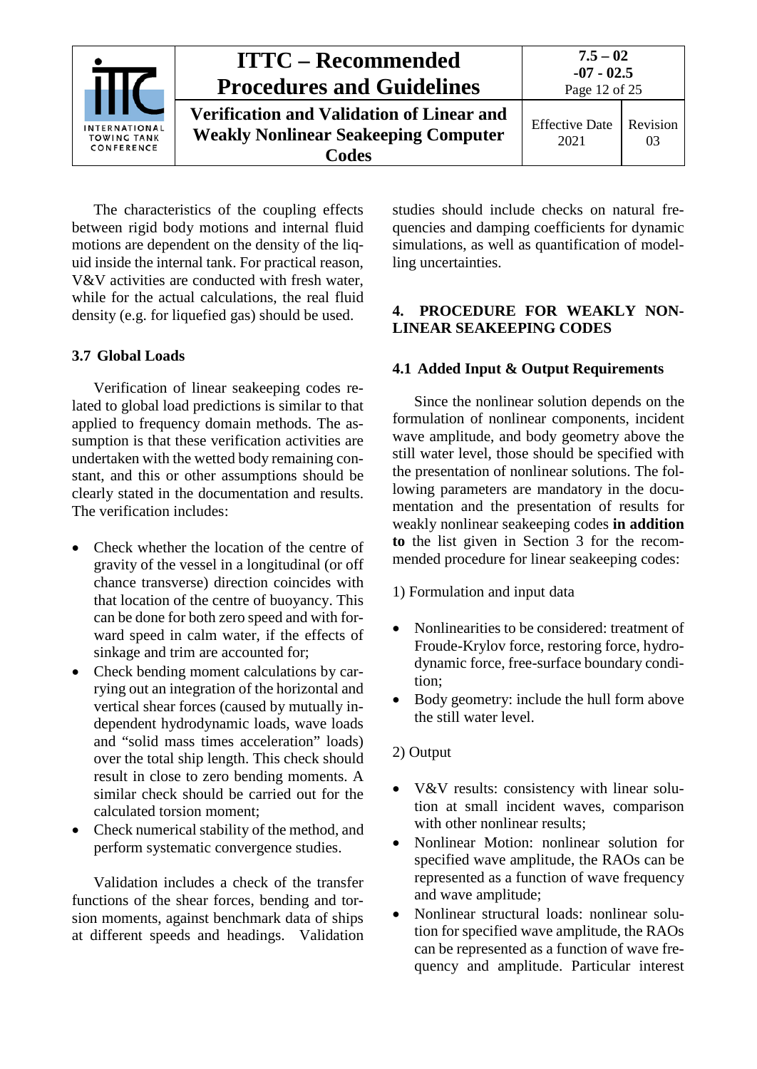The characteristics of the coupling effects between rigid body motions and internal fluid motions are dependent on the density of the liquid inside the internal tank. For practical reason, V&V activities are conducted with fresh water, while for the actual calculations, the real fluid density (e.g. for liquefied gas) should be used.

### 3.7 Global Loads

Verification of linear seakeeping codes related to global load predictions is similar to that applied to frequency domain methods. The assumption is that these verification activities are undertaken with the wetted body remaining constant, and this or other assumptions should be clearly stated in the documentation and results. The verification includes:

- Check whether the location of the centre of gravity of the vessel in a longitudinal (or off chance transverse) direction coincides with that location of the centre of buoyancy. This can be done for both zero speed and with forward speed in calm water, if the effects of sinkage and trim are accounted for;
- Check bending moment calculations by carrying out an integration of the horizontal and vertical shear forces (caused by mutually independent hydrodynamic loads, wave loads and "solid mass times acceleration" loads) over the total ship length. This check should result in close to zero bending moments. A similar check should be carried out for the calculated torsion moment;
- Check numerical stability of the method, and perform systematic convergence studies.

Validation includes a check of the transfer functions of the shear forces, bending and torsion moments, against benchmark data of ships at different speeds and headings. Validation studies should include checks on natural frequencies and damping coefficients for dynamic simulations, as well as quantification of modelling uncertainties.

## 4. PROCEDURE FOR WEAKLY NONLINEAR SEAKEEPING CODES

### 4.1 Added Input & Output Requirements

Since the nonlinear solution depends on the formulation of nonlinear components, incident wave amplitude, and body geometry above the still water level, those should be specified with the presentation of nonlinear solutions. The following parameters are mandatory in the documentation and the presentation of results for weakly nonlinear seakeeping codes **in addition to** the list given in Section 3 for the recommended procedure for linear seakeeping codes:

1) Formulation and input data

- Nonlinearities to be considered: treatment of Froude-Krylov force, restoring force, hydrodynamic force, free-surface boundary condition;
- Body geometry: include the hull form above the still water level.

2) Output

- V&V results: consistency with linear solution at small incident waves, comparison with other nonlinear results;
- Nonlinear Motion: nonlinear solution for specified wave amplitude, the RAOs can be represented as a function of wave frequency and wave amplitude;
- Nonlinear structural loads: nonlinear solution for specified wave amplitude, the RAOs can be represented as a function of wave frequency and amplitude. Particular interest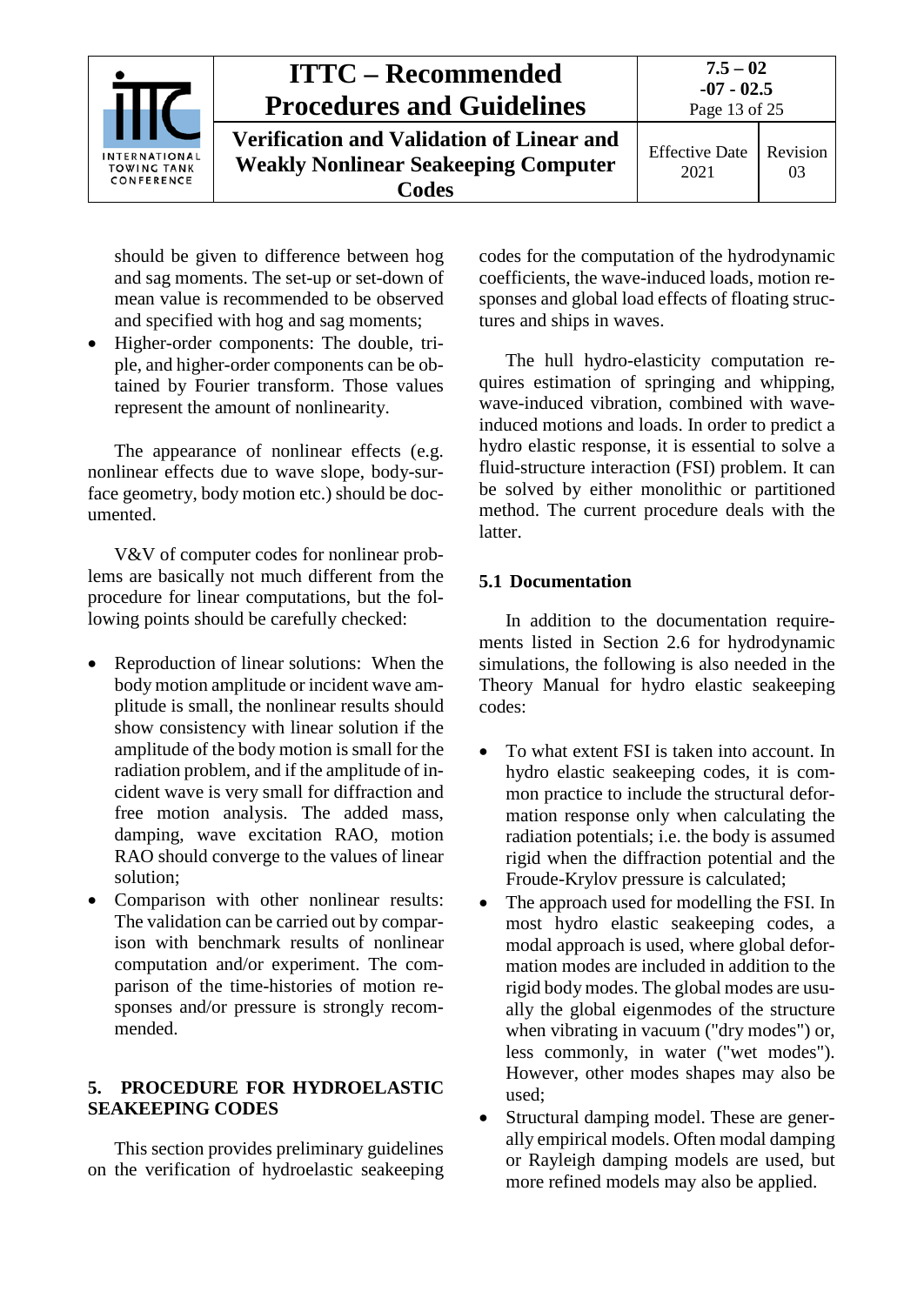should be given to difference between hog and sag moments. The set-up or set-down of mean value is recommended to be observed and specified with hog and sag moments;

- Higher-order components: The double, triple, and higher-order components can be obtained by Fourier transform. Those values represent the amount of nonlinearity.

The appearance of nonlinear effects (e.g. nonlinear effects due to wave slope, body-surface geometry, body motion etc.) should be documented.

V&V of computer codes for nonlinear problems are basically not much different from the procedure for linear computations, but the following points should be carefully checked:

- Reproduction of linear solutions: When the body motion amplitude or incident wave amplitude is small, the nonlinear results should show consistency with linear solution if the amplitude of the body motion is small for the radiation problem, and if the amplitude of incident wave is very small for diffraction and free motion analysis. The added mass, damping, wave excitation RAO, motion RAO should converge to the values of linear solution;
- Comparison with other nonlinear results: The validation can be carried out by comparison with benchmark results of nonlinear computation and/or experiment. The comparison of the time-histories of motion responses and/or pressure is strongly recommended.

## 5. PROCEDURE FOR HYDROELASTIC SEAKEEPING CODES

This section provides preliminary guidelines on the verification of hydroelastic seakeeping codes for the computation of the hydrodynamic coefficients, the wave-induced loads, motion responses and global load effects of floating structures and ships in waves.

The hull hydro-elasticity computation requires estimation of springing and whipping, wave-induced vibration, combined with wave-induced motions and loads. In order to predict a hydro elastic response, it is essential to solve a fluid-structure interaction (FSI) problem. It can be solved by either monolithic or partitioned method. The current procedure deals with the latter.

### 5.1 Documentation

In addition to the documentation requirements listed in Section 2.6 for hydrodynamic simulations, the following is also needed in the Theory Manual for hydro elastic seakeeping codes:

- To what extent FSI is taken into account. In hydro elastic seakeeping codes, it is common practice to include the structural deformation response only when calculating the radiation potentials; i.e. the body is assumed rigid when the diffraction potential and the Froude-Krylov pressure is calculated;
- The approach used for modelling the FSI. In most hydro elastic seakeeping codes, a modal approach is used, where global deformation modes are included in addition to the rigid body modes. The global modes are usually the global eigenmodes of the structure when vibrating in vacuum ("dry modes") or, less commonly, in water ("wet modes"). However, other modes shapes may also be used;
- Structural damping model. These are generally empirical models. Often modal damping or Rayleigh damping models are used, but more refined models may also be applied.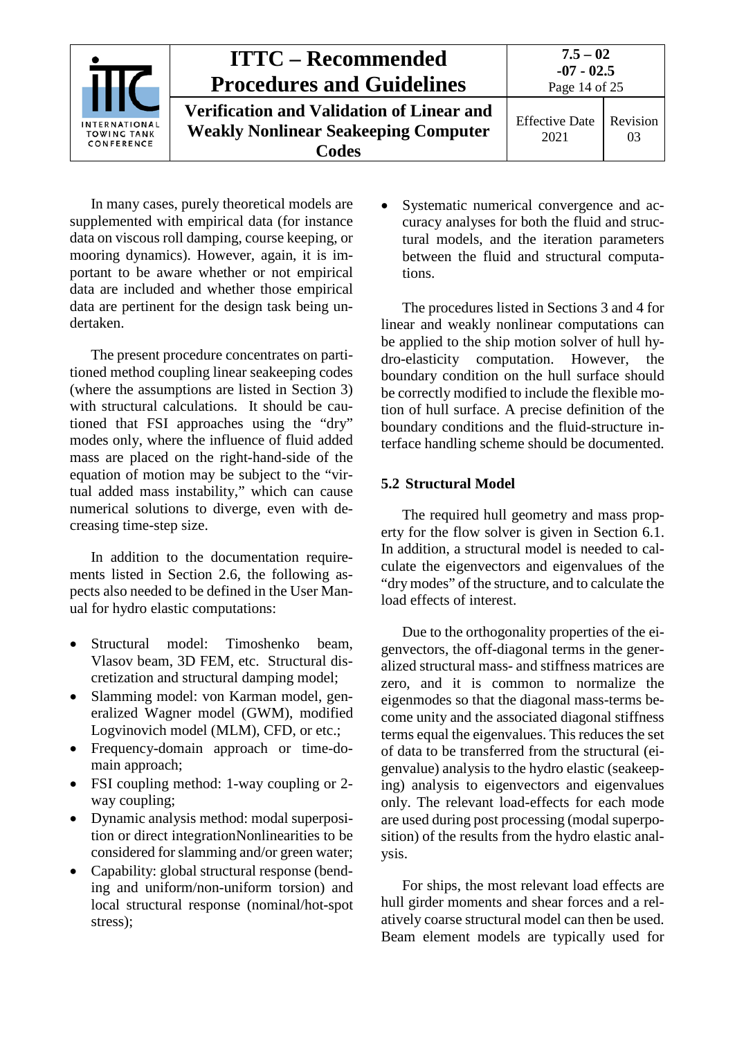In many cases, purely theoretical models are supplemented with empirical data (for instance data on viscous roll damping, course keeping, or mooring dynamics). However, again, it is important to be aware whether or not empirical data are included and whether those empirical data are pertinent for the design task being undertaken.

The present procedure concentrates on partitioned method coupling linear seakeeping codes (where the assumptions are listed in Section 3) with structural calculations. It should be cautioned that FSI approaches using the "dry" modes only, where the influence of fluid added mass are placed on the right-hand-side of the equation of motion may be subject to the "virtual added mass instability," which can cause numerical solutions to diverge, even with decreasing time-step size.

In addition to the documentation requirements listed in Section 2.6, the following aspects also needed to be defined in the User Manual for hydro elastic computations:

- Structural model: Timoshenko beam, Vlasov beam, 3D FEM, etc. Structural discretization and structural damping model;
- Slamming model: von Karman model, generalized Wagner model (GWM), modified Logvinovich model (MLM), CFD, or etc.;
- Frequency-domain approach or time-domain approach;
- FSI coupling method: 1-way coupling or 2-way coupling;
- Dynamic analysis method: modal superposition or direct integrationNonlinearities to be considered for slamming and/or green water;
- Capability: global structural response (bending and uniform/non-uniform torsion) and local structural response (nominal/hot-spot stress);
- Systematic numerical convergence and accuracy analyses for both the fluid and structural models, and the iteration parameters between the fluid and structural computations.

The procedures listed in Sections 3 and 4 for linear and weakly nonlinear computations can be applied to the ship motion solver of hull hydro-elasticity computation. However, the boundary condition on the hull surface should be correctly modified to include the flexible motion of hull surface. A precise definition of the boundary conditions and the fluid-structure interface handling scheme should be documented.

## 5.2 Structural Model

The required hull geometry and mass property for the flow solver is given in Section 6.1. In addition, a structural model is needed to calculate the eigenvectors and eigenvalues of the "dry modes" of the structure, and to calculate the load effects of interest.

Due to the orthogonality properties of the eigenvectors, the off-diagonal terms in the generalized structural mass- and stiffness matrices are zero, and it is common to normalize the eigenmodes so that the diagonal mass-terms become unity and the associated diagonal stiffness terms equal the eigenvalues. This reduces the set of data to be transferred from the structural (eigenvalue) analysis to the hydro elastic (seakeeping) analysis to eigenvectors and eigenvalues only. The relevant load-effects for each mode are used during post processing (modal superposition) of the results from the hydro elastic analysis.

For ships, the most relevant load effects are hull girder moments and shear forces and a relatively coarse structural model can then be used. Beam element models are typically used for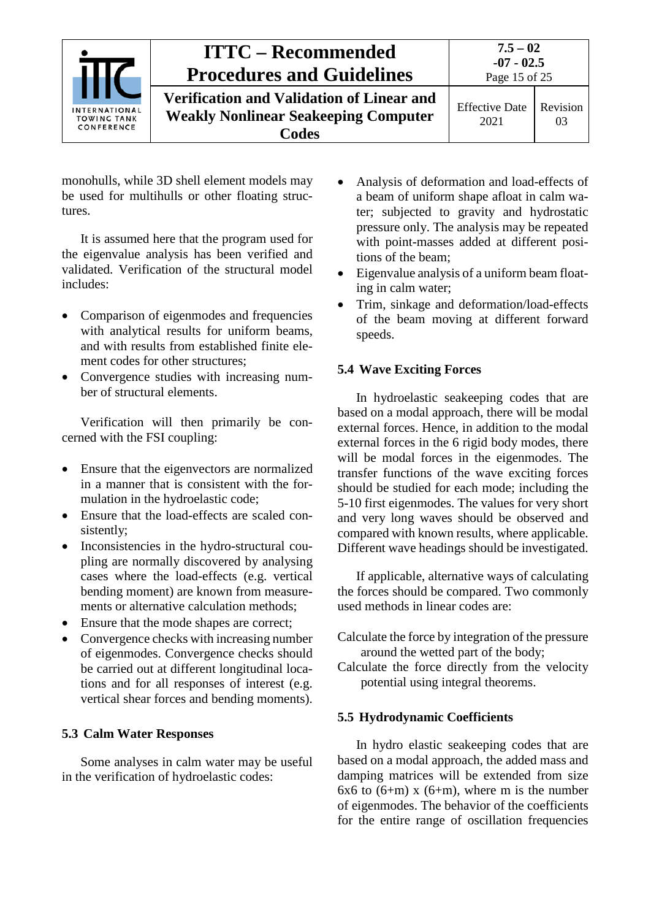monohulls, while 3D shell element models may be used for multihulls or other floating structures.

It is assumed here that the program used for the eigenvalue analysis has been verified and validated. Verification of the structural model includes:

- Comparison of eigenmodes and frequencies with analytical results for uniform beams, and with results from established finite element codes for other structures;
- Convergence studies with increasing number of structural elements.

Verification will then primarily be concerned with the FSI coupling:

- Ensure that the eigenvectors are normalized in a manner that is consistent with the formulation in the hydroelastic code;
- Ensure that the load-effects are scaled consistently;
- Inconsistencies in the hydro-structural coupling are normally discovered by analysing cases where the load-effects (e.g. vertical bending moment) are known from measurements or alternative calculation methods;
- Ensure that the mode shapes are correct;
- Convergence checks with increasing number of eigenmodes. Convergence checks should be carried out at different longitudinal locations and for all responses of interest (e.g. vertical shear forces and bending moments).

## 5.3 Calm Water Responses

Some analyses in calm water may be useful in the verification of hydroelastic codes:

- Analysis of deformation and load-effects of a beam of uniform shape afloat in calm water; subjected to gravity and hydrostatic pressure only. The analysis may be repeated with point-masses added at different positions of the beam;
- Eigenvalue analysis of a uniform beam floating in calm water;
- Trim, sinkage and deformation/load-effects of the beam moving at different forward speeds.

## 5.4 Wave Exciting Forces

In hydroelastic seakeeping codes that are based on a modal approach, there will be modal external forces. Hence, in addition to the modal external forces in the 6 rigid body modes, there will be modal forces in the eigenmodes. The transfer functions of the wave exciting forces should be studied for each mode; including the 5-10 first eigenmodes. The values for very short and very long waves should be observed and compared with known results, where applicable. Different wave headings should be investigated.

If applicable, alternative ways of calculating the forces should be compared. Two commonly used methods in linear codes are:

Calculate the force by integration of the pressure around the wetted part of the body;

Calculate the force directly from the velocity potential using integral theorems.

## 5.5 Hydrodynamic Coefficients

In hydro elastic seakeeping codes that are based on a modal approach, the added mass and damping matrices will be extended from size 6x6 to (6+m) x (6+m), where m is the number of eigenmodes. The behavior of the coefficients for the entire range of oscillation frequencies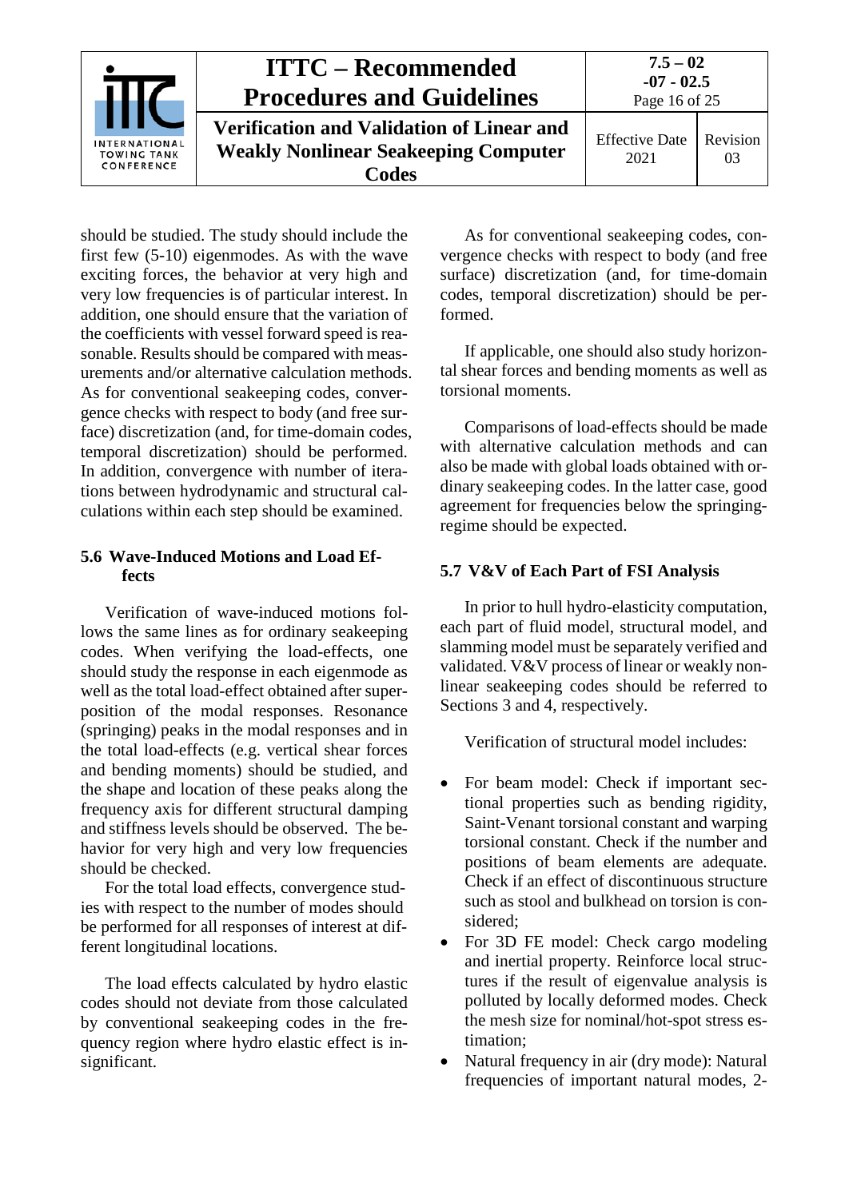should be studied. The study should include the first few (5-10) eigenmodes. As with the wave exciting forces, the behavior at very high and very low frequencies is of particular interest. In addition, one should ensure that the variation of the coefficients with vessel forward speed is reasonable. Results should be compared with measurements and/or alternative calculation methods. As for conventional seakeeping codes, convergence checks with respect to body (and free surface) discretization (and, for time-domain codes, temporal discretization) should be performed. In addition, convergence with number of iterations between hydrodynamic and structural calculations within each step should be examined.

### 5.6 Wave-Induced Motions and Load Effects

Verification of wave-induced motions follows the same lines as for ordinary seakeeping codes. When verifying the load-effects, one should study the response in each eigenmode as well as the total load-effect obtained after superposition of the modal responses. Resonance (springing) peaks in the modal responses and in the total load-effects (e.g. vertical shear forces and bending moments) should be studied, and the shape and location of these peaks along the frequency axis for different structural damping and stiffness levels should be observed. The behavior for very high and very low frequencies should be checked.

For the total load effects, convergence studies with respect to the number of modes should be performed for all responses of interest at different longitudinal locations.

The load effects calculated by hydro elastic codes should not deviate from those calculated by conventional seakeeping codes in the frequency region where hydro elastic effect is insignificant.

As for conventional seakeeping codes, convergence checks with respect to body (and free surface) discretization (and, for time-domain codes, temporal discretization) should be performed.

If applicable, one should also study horizontal shear forces and bending moments as well as torsional moments.

Comparisons of load-effects should be made with alternative calculation methods and can also be made with global loads obtained with ordinary seakeeping codes. In the latter case, good agreement for frequencies below the springing-regime should be expected.

### 5.7 V&V of Each Part of FSI Analysis

In prior to hull hydro-elasticity computation, each part of fluid model, structural model, and slamming model must be separately verified and validated. V&V process of linear or weakly nonlinear seakeeping codes should be referred to Sections 3 and 4, respectively.

Verification of structural model includes:

- For beam model: Check if important sectional properties such as bending rigidity, Saint-Venant torsional constant and warping torsional constant. Check if the number and positions of beam elements are adequate. Check if an effect of discontinuous structure such as stool and bulkhead on torsion is considered;
- For 3D FE model: Check cargo modeling and inertial property. Reinforce local structures if the result of eigenvalue analysis is polluted by locally deformed modes. Check the mesh size for nominal/hot-spot stress estimation;
- Natural frequency in air (dry mode): Natural frequencies of important natural modes, 2-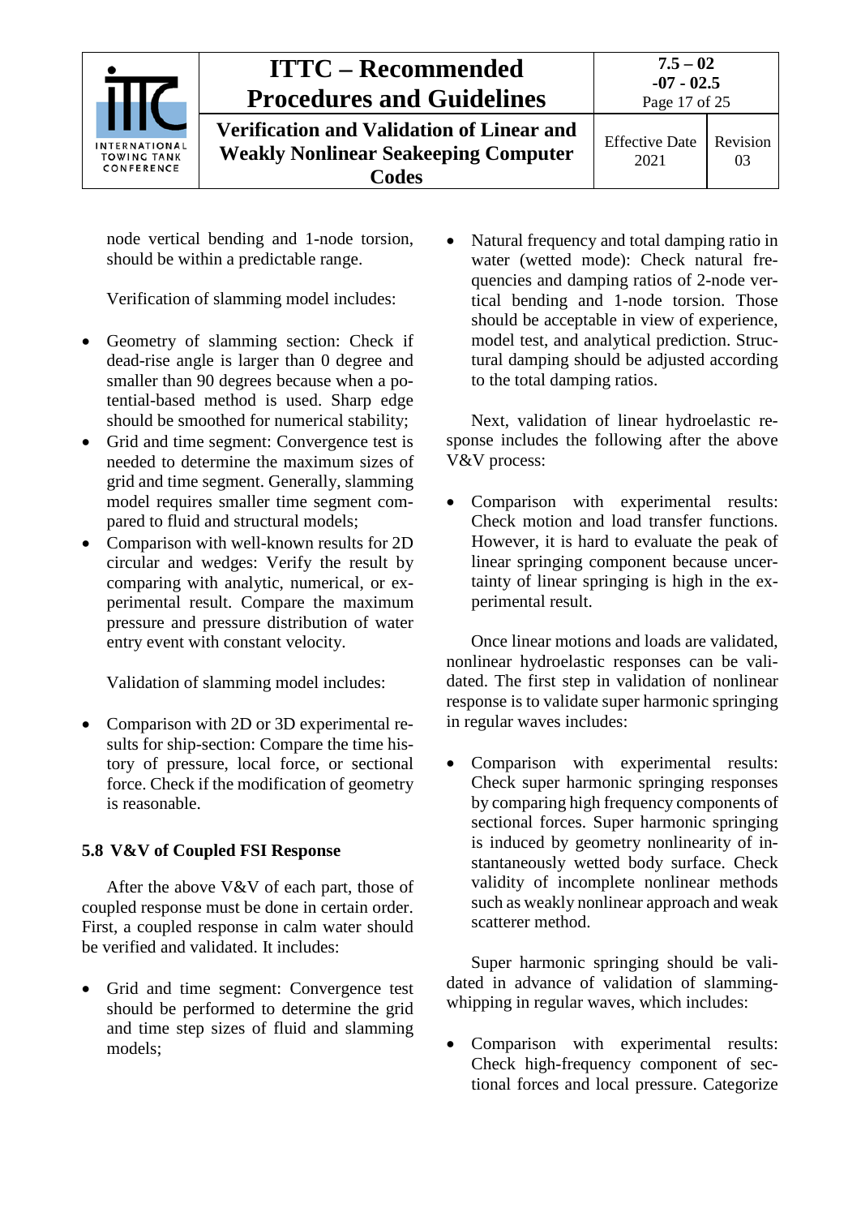node vertical bending and 1-node torsion, should be within a predictable range.

Verification of slamming model includes:

- Geometry of slamming section: Check if dead-rise angle is larger than 0 degree and smaller than 90 degrees because when a potential-based method is used. Sharp edge should be smoothed for numerical stability;
- Grid and time segment: Convergence test is needed to determine the maximum sizes of grid and time segment. Generally, slamming model requires smaller time segment compared to fluid and structural models;
- Comparison with well-known results for 2D circular and wedges: Verify the result by comparing with analytic, numerical, or experimental result. Compare the maximum pressure and pressure distribution of water entry event with constant velocity.

Validation of slamming model includes:

- Comparison with 2D or 3D experimental results for ship-section: Compare the time history of pressure, local force, or sectional force. Check if the modification of geometry is reasonable.

## 5.8 V&V of Coupled FSI Response

After the above V&V of each part, those of coupled response must be done in certain order. First, a coupled response in calm water should be verified and validated. It includes:

- Grid and time segment: Convergence test should be performed to determine the grid and time step sizes of fluid and slamming models;
- Natural frequency and total damping ratio in water (wetted mode): Check natural frequencies and damping ratios of 2-node vertical bending and 1-node torsion. Those should be acceptable in view of experience, model test, and analytical prediction. Structural damping should be adjusted according to the total damping ratios.

Next, validation of linear hydroelastic response includes the following after the above V&V process:

- Comparison with experimental results: Check motion and load transfer functions. However, it is hard to evaluate the peak of linear springing component because uncertainty of linear springing is high in the experimental result.

Once linear motions and loads are validated, nonlinear hydroelastic responses can be validated. The first step in validation of nonlinear response is to validate super harmonic springing in regular waves includes:

- Comparison with experimental results: Check super harmonic springing responses by comparing high frequency components of sectional forces. Super harmonic springing is induced by geometry nonlinearity of instantaneously wetted body surface. Check validity of incomplete nonlinear methods such as weakly nonlinear approach and weak scatterer method.

Super harmonic springing should be validated in advance of validation of slamming-whipping in regular waves, which includes:

- Comparison with experimental results: Check high-frequency component of sectional forces and local pressure. Categorize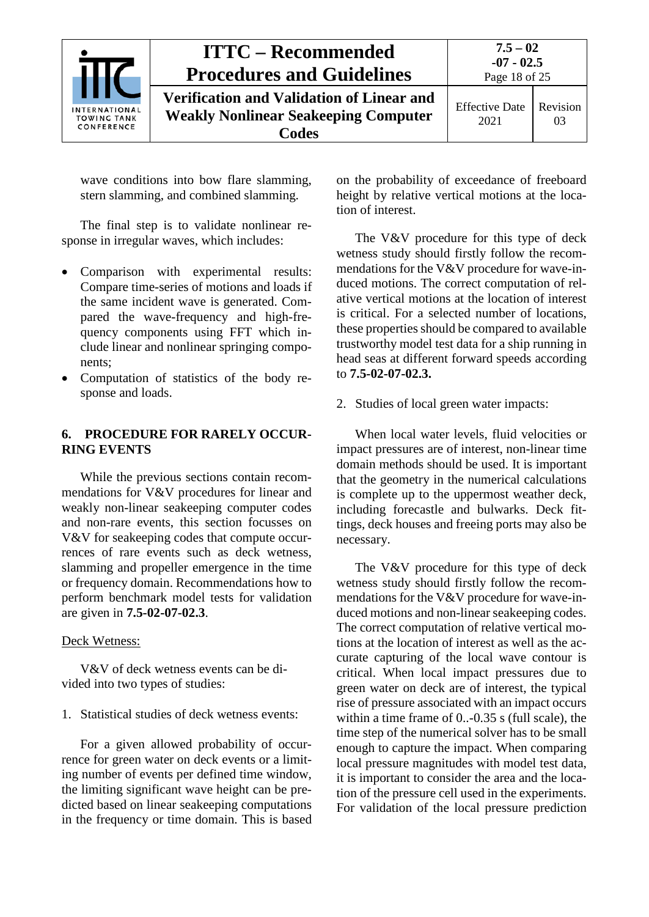wave conditions into bow flare slamming, stern slamming, and combined slamming.

The final step is to validate nonlinear response in irregular waves, which includes:

- Comparison with experimental results: Compare time-series of motions and loads if the same incident wave is generated. Compared the wave-frequency and high-frequency components using FFT which include linear and nonlinear springing components;
- Computation of statistics of the body response and loads.

## 6. PROCEDURE FOR RARELY OCCURRING EVENTS

While the previous sections contain recommendations for V&V procedures for linear and weakly non-linear seakeeping computer codes and non-rare events, this section focusses on V&V for seakeeping codes that compute occurrences of rare events such as deck wetness, slamming and propeller emergence in the time or frequency domain. Recommendations how to perform benchmark model tests for validation are given in **7.5-02-07-02.3**.

Deck Wetness:

V&V of deck wetness events can be divided into two types of studies:

1. Statistical studies of deck wetness events:

For a given allowed probability of occurrence for green water on deck events or a limiting number of events per defined time window, the limiting significant wave height can be predicted based on linear seakeeping computations in the frequency or time domain. This is based on the probability of exceedance of freeboard height by relative vertical motions at the location of interest.

The V&V procedure for this type of deck wetness study should firstly follow the recommendations for the V&V procedure for wave-induced motions. The correct computation of relative vertical motions at the location of interest is critical. For a selected number of locations, these properties should be compared to available trustworthy model test data for a ship running in head seas at different forward speeds according to **7.5-02-07-02.3.**

2. Studies of local green water impacts:

When local water levels, fluid velocities or impact pressures are of interest, non-linear time domain methods should be used. It is important that the geometry in the numerical calculations is complete up to the uppermost weather deck, including forecastle and bulwarks. Deck fittings, deck houses and freeing ports may also be necessary.

The V&V procedure for this type of deck wetness study should firstly follow the recommendations for the V&V procedure for wave-induced motions and non-linear seakeeping codes. The correct computation of relative vertical motions at the location of interest as well as the accurate capturing of the local wave contour is critical. When local impact pressures due to green water on deck are of interest, the typical rise of pressure associated with an impact occurs within a time frame of 0..-0.35 s (full scale), the time step of the numerical solver has to be small enough to capture the impact. When comparing local pressure magnitudes with model test data, it is important to consider the area and the location of the pressure cell used in the experiments. For validation of the local pressure prediction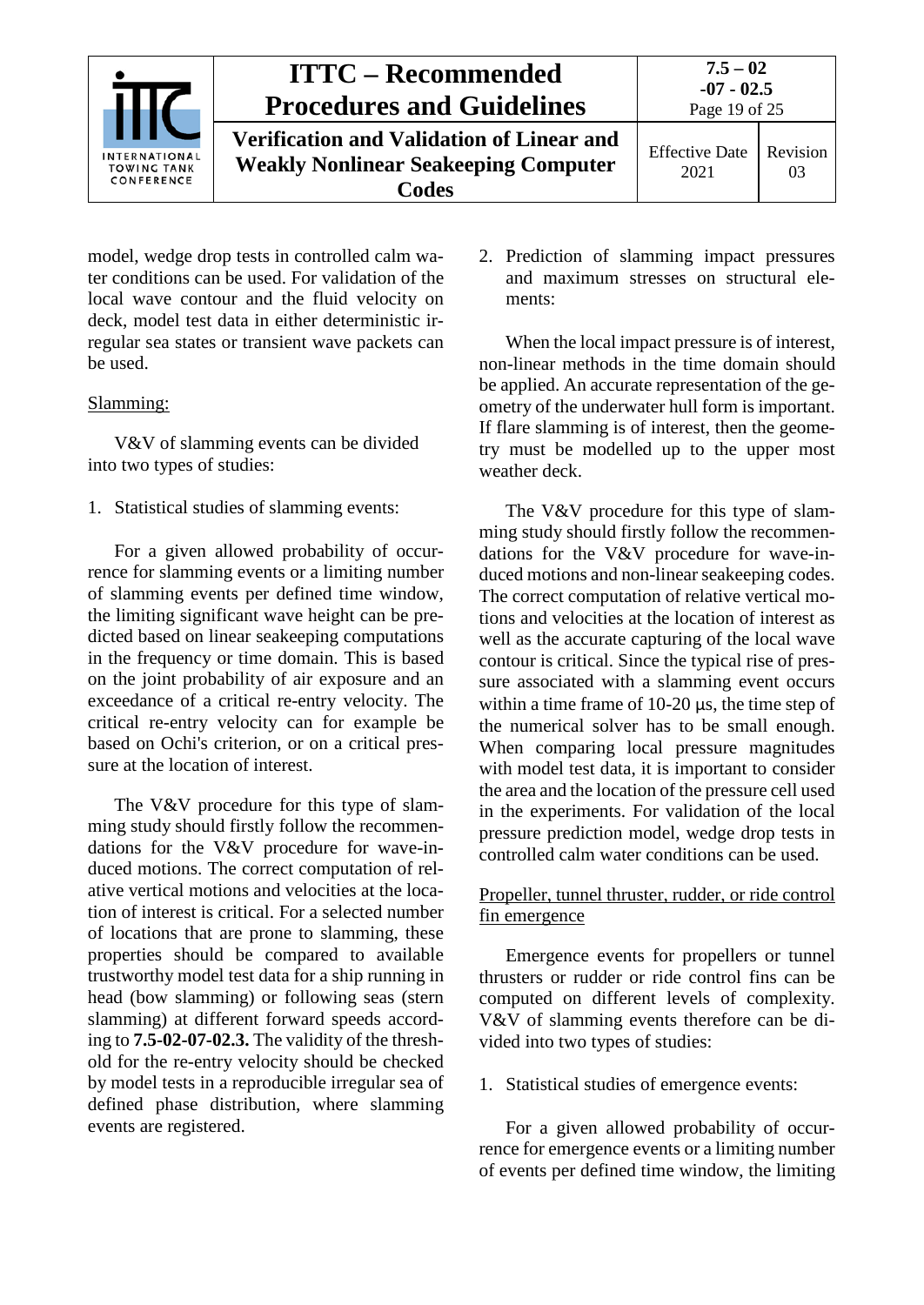model, wedge drop tests in controlled calm water conditions can be used. For validation of the local wave contour and the fluid velocity on deck, model test data in either deterministic irregular sea states or transient wave packets can be used.

Slamming:

V&V of slamming events can be divided into two types of studies:

1. Statistical studies of slamming events:

For a given allowed probability of occurrence for slamming events or a limiting number of slamming events per defined time window, the limiting significant wave height can be predicted based on linear seakeeping computations in the frequency or time domain. This is based on the joint probability of air exposure and an exceedance of a critical re-entry velocity. The critical re-entry velocity can for example be based on Ochi's criterion, or on a critical pressure at the location of interest.

The V&V procedure for this type of slamming study should firstly follow the recommendations for the V&V procedure for wave-induced motions. The correct computation of relative vertical motions and velocities at the location of interest is critical. For a selected number of locations that are prone to slamming, these properties should be compared to available trustworthy model test data for a ship running in head (bow slamming) or following seas (stern slamming) at different forward speeds according to **7.5-02-07-02.3.** The validity of the threshold for the re-entry velocity should be checked by model tests in a reproducible irregular sea of defined phase distribution, where slamming events are registered.

2. Prediction of slamming impact pressures and maximum stresses on structural elements:

When the local impact pressure is of interest, non-linear methods in the time domain should be applied. An accurate representation of the geometry of the underwater hull form is important. If flare slamming is of interest, then the geometry must be modelled up to the upper most weather deck.

The V&V procedure for this type of slamming study should firstly follow the recommendations for the V&V procedure for wave-induced motions and non-linear seakeeping codes. The correct computation of relative vertical motions and velocities at the location of interest as well as the accurate capturing of the local wave contour is critical. Since the typical rise of pressure associated with a slamming event occurs within a time frame of 10-20 μs, the time step of the numerical solver has to be small enough. When comparing local pressure magnitudes with model test data, it is important to consider the area and the location of the pressure cell used in the experiments. For validation of the local pressure prediction model, wedge drop tests in controlled calm water conditions can be used.

Propeller, tunnel thruster, rudder, or ride control fin emergence

Emergence events for propellers or tunnel thrusters or rudder or ride control fins can be computed on different levels of complexity. V&V of slamming events therefore can be divided into two types of studies:

1. Statistical studies of emergence events:

For a given allowed probability of occurrence for emergence events or a limiting number of events per defined time window, the limiting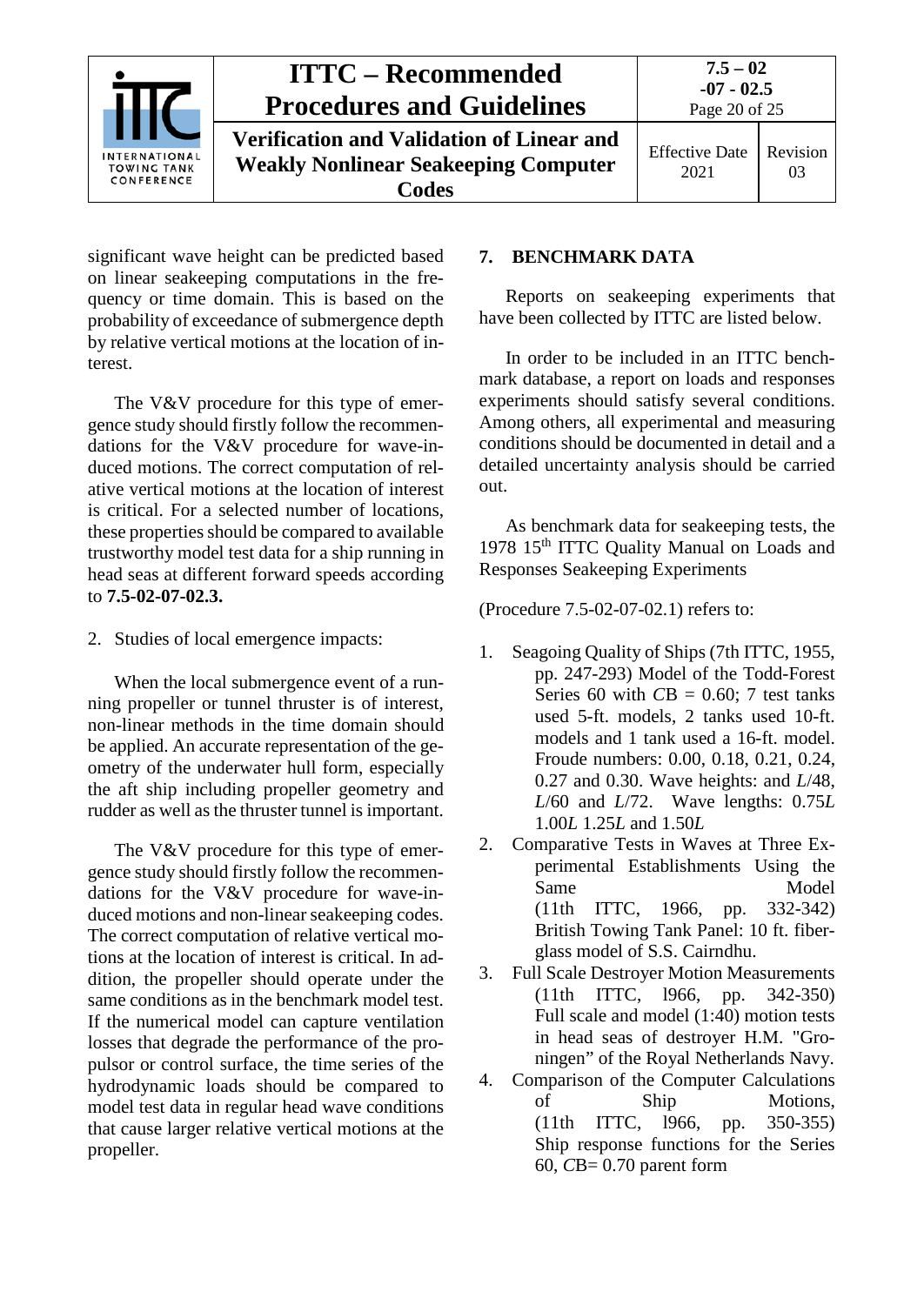significant wave height can be predicted based on linear seakeeping computations in the frequency or time domain. This is based on the probability of exceedance of submergence depth by relative vertical motions at the location of interest.

The V&V procedure for this type of emergence study should firstly follow the recommendations for the V&V procedure for wave-induced motions. The correct computation of relative vertical motions at the location of interest is critical. For a selected number of locations, these properties should be compared to available trustworthy model test data for a ship running in head seas at different forward speeds according to **7.5-02-07-02.3.**

2. Studies of local emergence impacts:

When the local submergence event of a running propeller or tunnel thruster is of interest, non-linear methods in the time domain should be applied. An accurate representation of the geometry of the underwater hull form, especially the aft ship including propeller geometry and rudder as well as the thruster tunnel is important.

The V&V procedure for this type of emergence study should firstly follow the recommendations for the V&V procedure for wave-induced motions and non-linear seakeeping codes. The correct computation of relative vertical motions at the location of interest is critical. In addition, the propeller should operate under the same conditions as in the benchmark model test. If the numerical model can capture ventilation losses that degrade the performance of the propulsor or control surface, the time series of the hydrodynamic loads should be compared to model test data in regular head wave conditions that cause larger relative vertical motions at the propeller.

## 7. BENCHMARK DATA

Reports on seakeeping experiments that have been collected by ITTC are listed below.

In order to be included in an ITTC benchmark database, a report on loads and responses experiments should satisfy several conditions. Among others, all experimental and measuring conditions should be documented in detail and a detailed uncertainty analysis should be carried out.

As benchmark data for seakeeping tests, the 1978 15th ITTC Quality Manual on Loads and Responses Seakeeping Experiments

(Procedure 7.5-02-07-02.1) refers to:

1. Seagoing Quality of Ships (7th ITTC, 1955, pp. 247-293) Model of the Todd-Forest Series 60 with $C_B$ = 0.60; 7 test tanks used 5-ft. models, 2 tanks used 10-ft. models and 1 tank used a 16-ft. model. Froude numbers: 0.00, 0.18, 0.21, 0.24, 0.27 and 0.30. Wave heights: and $L$/48, $L$/60 and $L$/72. Wave lengths: 0.75$L$ 1.00$L$ 1.25$L$ and 1.50$L$
2. Comparative Tests in Waves at Three Experimental Establishments Using the Same Model (11th ITTC, 1966, pp. 332-342) British Towing Tank Panel: 10 ft. fiberglass model of S.S. Cairndhu.
3. Full Scale Destroyer Motion Measurements (11th ITTC, l966, pp. 342-350) Full scale and model (1:40) motion tests in head seas of destroyer H.M. "Groningen" of the Royal Netherlands Navy.
4. Comparison of the Computer Calculations of Ship Motions, (11th ITTC, l966, pp. 350-355) Ship response functions for the Series 60, $C_B$= 0.70 parent form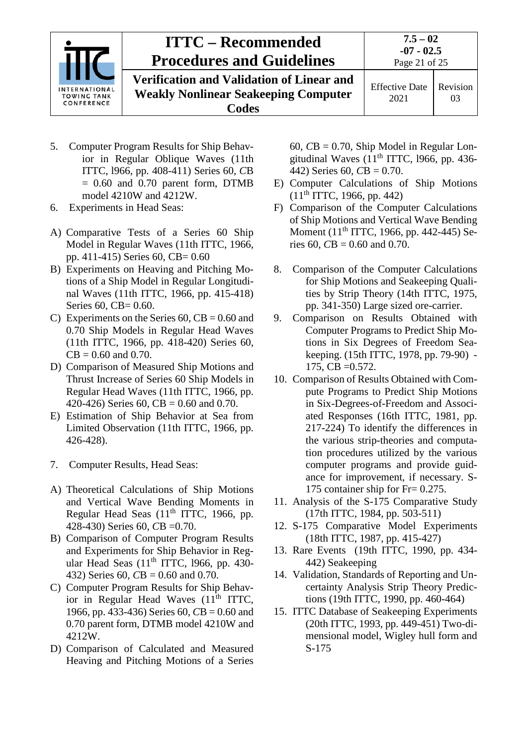5. Computer Program Results for Ship Behavior in Regular Oblique Waves (11th ITTC, l966, pp. 408-411) Series 60, *C*B = 0.60 and 0.70 parent form, DTMB model 4210W and 4212W.
6. Experiments in Head Seas:

A) Comparative Tests of a Series 60 Ship Model in Regular Waves (11th ITTC, 1966, pp. 411-415) Series 60, CB= 0.60
B) Experiments on Heaving and Pitching Motions of a Ship Model in Regular Longitudinal Waves (11th ITTC, 1966, pp. 415-418) Series 60, CB= 0.60.
C) Experiments on the Series 60, CB = 0.60 and 0.70 Ship Models in Regular Head Waves (11th ITTC, 1966, pp. 418-420) Series 60, CB = 0.60 and 0.70.
D) Comparison of Measured Ship Motions and Thrust Increase of Series 60 Ship Models in Regular Head Waves (11th ITTC, 1966, pp. 420-426) Series 60, CB = 0.60 and 0.70.
E) Estimation of Ship Behavior at Sea from Limited Observation (11th ITTC, 1966, pp. 426-428).

7. Computer Results, Head Seas:

A) Theoretical Calculations of Ship Motions and Vertical Wave Bending Moments in Regular Head Seas (11th ITTC, 1966, pp. 428-430) Series 60, *C*B =0.70.
B) Comparison of Computer Program Results and Experiments for Ship Behavior in Regular Head Seas (11th ITTC, l966, pp. 430-432) Series 60, *C*B = 0.60 and 0.70.
C) Computer Program Results for Ship Behavior in Regular Head Waves (11th ITTC, 1966, pp. 433-436) Series 60, *C*B = 0.60 and 0.70 parent form, DTMB model 4210W and 4212W.
D) Comparison of Calculated and Measured Heaving and Pitching Motions of a Series 60, *C*B = 0.70, Ship Model in Regular Longitudinal Waves (11th ITTC, l966, pp. 436-442) Series 60, *C*B = 0.70.
E) Computer Calculations of Ship Motions (11th ITTC, 1966, pp. 442)
F) Comparison of the Computer Calculations of Ship Motions and Vertical Wave Bending Moment (11th ITTC, 1966, pp. 442-445) Series 60, *C*B = 0.60 and 0.70.

8. Comparison of the Computer Calculations for Ship Motions and Seakeeping Qualities by Strip Theory (14th ITTC, 1975, pp. 341-350) Large sized ore-carrier.
9. Comparison on Results Obtained with Computer Programs to Predict Ship Motions in Six Degrees of Freedom Seakeeping. (15th ITTC, 1978, pp. 79-90) - 175, CB =0.572.
10. Comparison of Results Obtained with Compute Programs to Predict Ship Motions in Six-Degrees-of-Freedom and Associated Responses (16th ITTC, 1981, pp. 217-224) To identify the differences in the various strip-theories and computation procedures utilized by the various computer programs and provide guidance for improvement, if necessary. S-175 container ship for Fr= 0.275.
11. Analysis of the S-175 Comparative Study (17th ITTC, 1984, pp. 503-511)
12. S-175 Comparative Model Experiments (18th ITTC, 1987, pp. 415-427)
13. Rare Events (19th ITTC, 1990, pp. 434-442) Seakeeping
14. Validation, Standards of Reporting and Uncertainty Analysis Strip Theory Predictions (19th ITTC, 1990, pp. 460-464)
15. ITTC Database of Seakeeping Experiments (20th ITTC, 1993, pp. 449-451) Two-dimensional model, Wigley hull form and S-175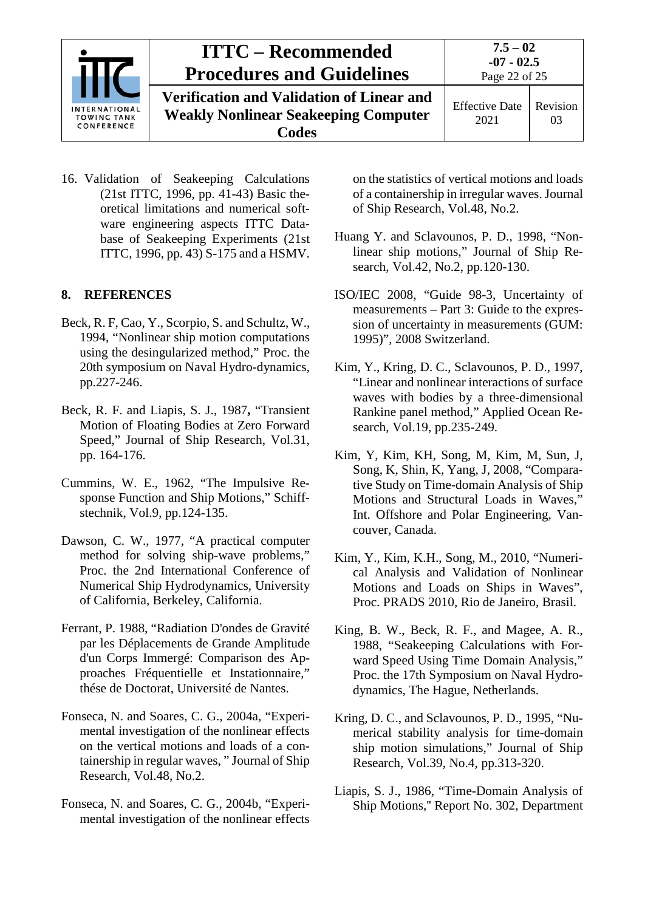16. Validation of Seakeeping Calculations (21st ITTC, 1996, pp. 41-43) Basic theoretical limitations and numerical software engineering aspects ITTC Database of Seakeeping Experiments (21st ITTC, 1996, pp. 43) S-175 and a HSMV.

## 8. REFERENCES

Beck, R. F, Cao, Y., Scorpio, S. and Schultz, W., 1994, "Nonlinear ship motion computations using the desingularized method," Proc. the 20th symposium on Naval Hydro-dynamics, pp.227-246.

Beck, R. F. and Liapis, S. J., 1987**,** "Transient Motion of Floating Bodies at Zero Forward Speed," Journal of Ship Research, Vol.31, pp. 164-176.

Cummins, W. E., 1962, "The Impulsive Response Function and Ship Motions," Schiffstechnik, Vol.9, pp.124-135.

Dawson, C. W., 1977, "A practical computer method for solving ship-wave problems," Proc. the 2nd International Conference of Numerical Ship Hydrodynamics, University of California, Berkeley, California.

Ferrant, P. 1988, "Radiation D'ondes de Gravité par les Déplacements de Grande Amplitude d'un Corps Immergé: Comparison des Approaches Fréquentielle et Instationnaire," thése de Doctorat, Université de Nantes.

Fonseca, N. and Soares, C. G., 2004a, "Experimental investigation of the nonlinear effects on the vertical motions and loads of a containership in regular waves, " Journal of Ship Research, Vol.48, No.2.

Fonseca, N. and Soares, C. G., 2004b, "Experimental investigation of the nonlinear effects on the statistics of vertical motions and loads of a containership in irregular waves. Journal of Ship Research, Vol.48, No.2.

Huang Y. and Sclavounos, P. D., 1998, "Nonlinear ship motions," Journal of Ship Research, Vol.42, No.2, pp.120-130.

ISO/IEC 2008, "Guide 98-3, Uncertainty of measurements – Part 3: Guide to the expression of uncertainty in measurements (GUM: 1995)", 2008 Switzerland.

Kim, Y., Kring, D. C., Sclavounos, P. D., 1997, "Linear and nonlinear interactions of surface waves with bodies by a three-dimensional Rankine panel method," Applied Ocean Research, Vol.19, pp.235-249.

Kim, Y, Kim, KH, Song, M, Kim, M, Sun, J, Song, K, Shin, K, Yang, J, 2008, "Comparative Study on Time-domain Analysis of Ship Motions and Structural Loads in Waves," Int. Offshore and Polar Engineering, Vancouver, Canada.

Kim, Y., Kim, K.H., Song, M., 2010, "Numerical Analysis and Validation of Nonlinear Motions and Loads on Ships in Waves", Proc. PRADS 2010, Rio de Janeiro, Brasil.

King, B. W., Beck, R. F., and Magee, A. R., 1988, "Seakeeping Calculations with Forward Speed Using Time Domain Analysis," Proc. the 17th Symposium on Naval Hydrodynamics, The Hague, Netherlands.

Kring, D. C., and Sclavounos, P. D., 1995, "Numerical stability analysis for time-domain ship motion simulations," Journal of Ship Research, Vol.39, No.4, pp.313-320.

Liapis, S. J., 1986, "Time-Domain Analysis of Ship Motions," Report No. 302, Department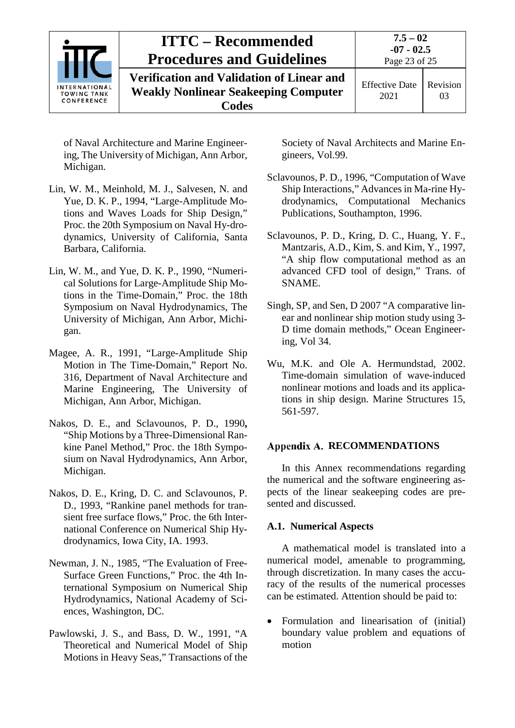of Naval Architecture and Marine Engineering, The University of Michigan, Ann Arbor, Michigan.

Lin, W. M., Meinhold, M. J., Salvesen, N. and Yue, D. K. P., 1994, "Large-Amplitude Motions and Waves Loads for Ship Design," Proc. the 20th Symposium on Naval Hy-drodynamics, University of California, Santa Barbara, California.

Lin, W. M., and Yue, D. K. P., 1990, "Numerical Solutions for Large-Amplitude Ship Motions in the Time-Domain," Proc. the 18th Symposium on Naval Hydrodynamics, The University of Michigan, Ann Arbor, Michigan.

Magee, A. R., 1991, "Large-Amplitude Ship Motion in The Time-Domain," Report No. 316, Department of Naval Architecture and Marine Engineering, The University of Michigan, Ann Arbor, Michigan.

Nakos, D. E., and Sclavounos, P. D., 1990**,** "Ship Motions by a Three-Dimensional Rankine Panel Method," Proc. the 18th Symposium on Naval Hydrodynamics, Ann Arbor, Michigan.

Nakos, D. E., Kring, D. C. and Sclavounos, P. D., 1993, "Rankine panel methods for transient free surface flows," Proc. the 6th International Conference on Numerical Ship Hydrodynamics, Iowa City, IA. 1993.

Newman, J. N., 1985, "The Evaluation of Free-Surface Green Functions," Proc. the 4th International Symposium on Numerical Ship Hydrodynamics, National Academy of Sciences, Washington, DC.

Pawlowski, J. S., and Bass, D. W., 1991, "A Theoretical and Numerical Model of Ship Motions in Heavy Seas," Transactions of the Society of Naval Architects and Marine Engineers, Vol.99.

Sclavounos, P. D., 1996, "Computation of Wave Ship Interactions," Advances in Ma-rine Hydrodynamics, Computational Mechanics Publications, Southampton, 1996.

Sclavounos, P. D., Kring, D. C., Huang, Y. F., Mantzaris, A.D., Kim, S. and Kim, Y., 1997, "A ship flow computational method as an advanced CFD tool of design," Trans. of SNAME.

Singh, SP, and Sen, D 2007 "A comparative linear and nonlinear ship motion study using 3-D time domain methods," Ocean Engineering, Vol 34.

Wu, M.K. and Ole A. Hermundstad, 2002. Time-domain simulation of wave-induced nonlinear motions and loads and its applications in ship design. Marine Structures 15, 561-597.

## Appendix A. RECOMMENDATIONS

In this Annex recommendations regarding the numerical and the software engineering aspects of the linear seakeeping codes are presented and discussed.

### A.1. Numerical Aspects

A mathematical model is translated into a numerical model, amenable to programming, through discretization. In many cases the accuracy of the results of the numerical processes can be estimated. Attention should be paid to:

- Formulation and linearisation of (initial) boundary value problem and equations of motion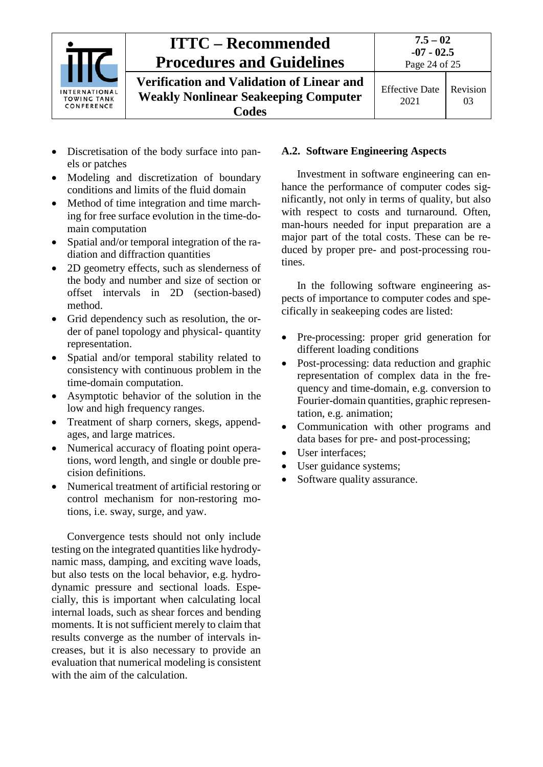- Discretisation of the body surface into panels or patches
- Modeling and discretization of boundary conditions and limits of the fluid domain
- Method of time integration and time marching for free surface evolution in the time-domain computation
- Spatial and/or temporal integration of the radiation and diffraction quantities
- 2D geometry effects, such as slenderness of the body and number and size of section or offset intervals in 2D (section-based) method.
- Grid dependency such as resolution, the order of panel topology and physical- quantity representation.
- Spatial and/or temporal stability related to consistency with continuous problem in the time-domain computation.
- Asymptotic behavior of the solution in the low and high frequency ranges.
- Treatment of sharp corners, skegs, appendages, and large matrices.
- Numerical accuracy of floating point operations, word length, and single or double precision definitions.
- Numerical treatment of artificial restoring or control mechanism for non-restoring motions, i.e. sway, surge, and yaw.

Convergence tests should not only include testing on the integrated quantities like hydrodynamic mass, damping, and exciting wave loads, but also tests on the local behavior, e.g. hydrodynamic pressure and sectional loads. Especially, this is important when calculating local internal loads, such as shear forces and bending moments. It is not sufficient merely to claim that results converge as the number of intervals increases, but it is also necessary to provide an evaluation that numerical modeling is consistent with the aim of the calculation.

### A.2. Software Engineering Aspects

Investment in software engineering can enhance the performance of computer codes significantly, not only in terms of quality, but also with respect to costs and turnaround. Often, man-hours needed for input preparation are a major part of the total costs. These can be reduced by proper pre- and post-processing routines.

In the following software engineering aspects of importance to computer codes and specifically in seakeeping codes are listed:

- Pre-processing: proper grid generation for different loading conditions
- Post-processing: data reduction and graphic representation of complex data in the frequency and time-domain, e.g. conversion to Fourier-domain quantities, graphic representation, e.g. animation;
- Communication with other programs and data bases for pre- and post-processing;
- User interfaces;
- User guidance systems;
- Software quality assurance.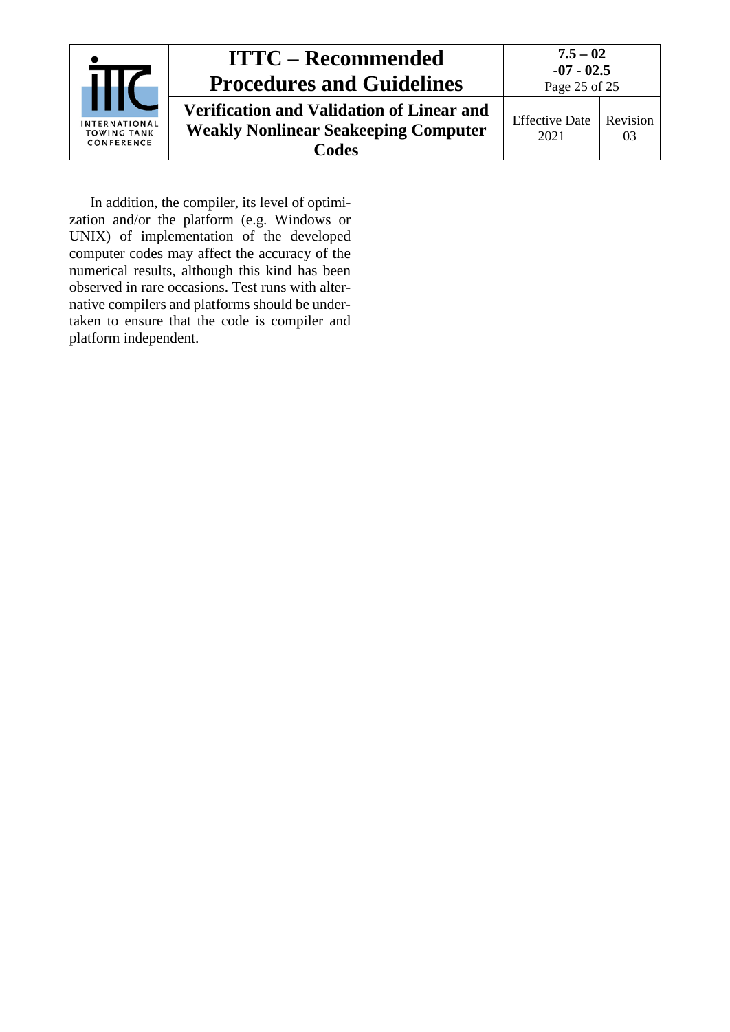In addition, the compiler, its level of optimization and/or the platform (e.g. Windows or UNIX) of implementation of the developed computer codes may affect the accuracy of the numerical results, although this kind has been observed in rare occasions. Test runs with alternative compilers and platforms should be undertaken to ensure that the code is compiler and platform independent.